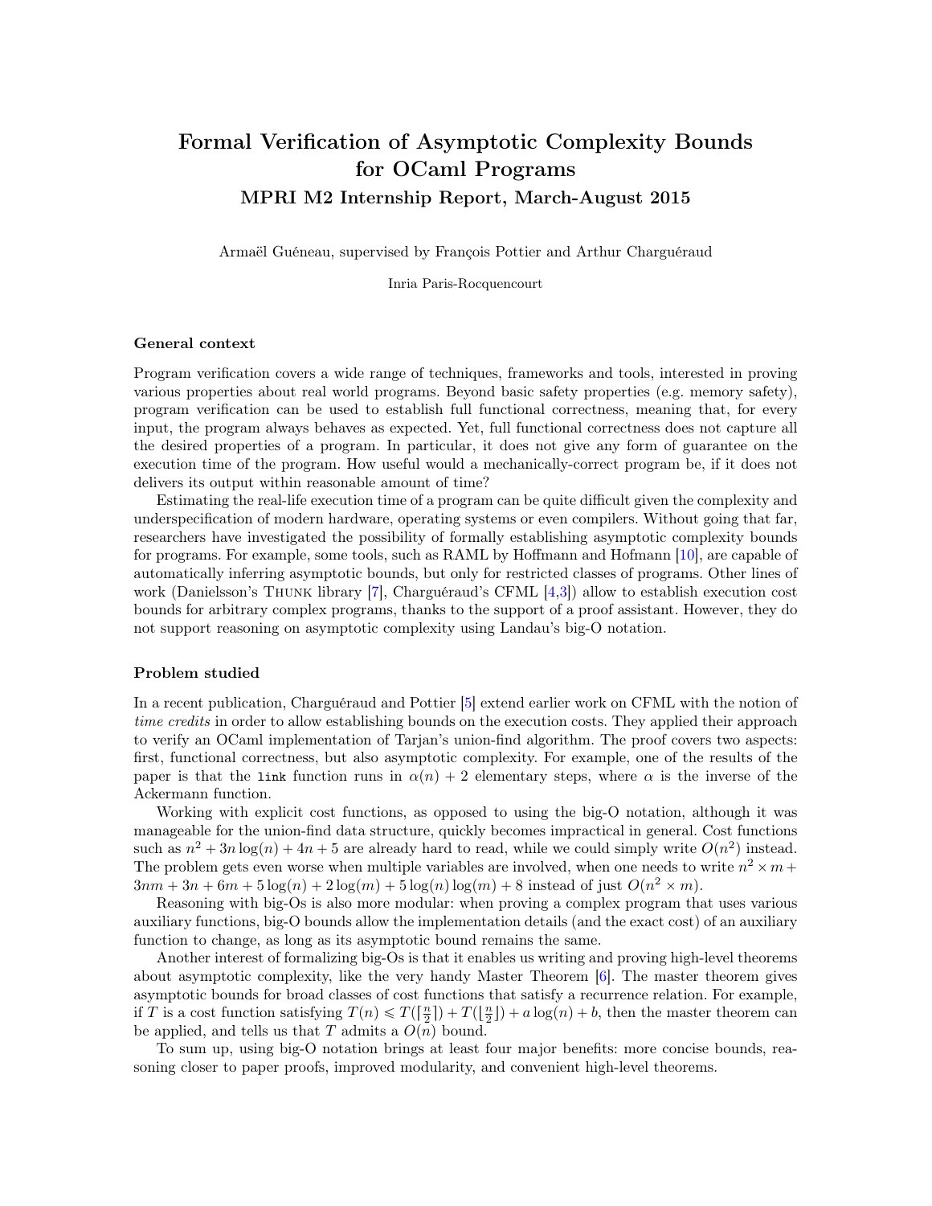# Formal Verification of Asymptotic Complexity Bounds for OCaml Programs

## MPRI M2 Internship Report, March-August 2015

Armaël Guéneau, supervised by François Pottier and Arthur Charguéraud

Inria Paris-Rocquencourt

### General context

Program verification covers a wide range of techniques, frameworks and tools, interested in proving various properties about real world programs. Beyond basic safety properties (e.g. memory safety), program verification can be used to establish full functional correctness, meaning that, for every input, the program always behaves as expected. Yet, full functional correctness does not capture all the desired properties of a program. In particular, it does not give any form of guarantee on the execution time of the program. How useful would a mechanically-correct program be, if it does not delivers its output within reasonable amount of time?

Estimating the real-life execution time of a program can be quite difficult given the complexity and underspecification of modern hardware, operating systems or even compilers. Without going that far, researchers have investigated the possibility of formally establishing asymptotic complexity bounds for programs. For example, some tools, such as RAML by Hoffmann and Hofmann [10], are capable of automatically inferring asymptotic bounds, but only for restricted classes of programs. Other lines of work (Danielsson's Thunk library [7], Charguéraud's CFML [4,3]) allow to establish execution cost bounds for arbitrary complex programs, thanks to the support of a proof assistant. However, they do not support reasoning on asymptotic complexity using Landau's big-O notation.

### Problem studied

In a recent publication, Charguéraud and Pottier [5] extend earlier work on CFML with the notion of *time credits* in order to allow establishing bounds on the execution costs. They applied their approach to verify an OCaml implementation of Tarjan's union-find algorithm. The proof covers two aspects: first, functional correctness, but also asymptotic complexity. For example, one of the results of the paper is that the `link` function runs in $\alpha(n) + 2$ elementary steps, where $\alpha$ is the inverse of the Ackermann function.

Working with explicit cost functions, as opposed to using the big-O notation, although it was manageable for the union-find data structure, quickly becomes impractical in general. Cost functions such as $n^2 + 3n\log(n) + 4n + 5$ are already hard to read, while we could simply write $O(n^2)$ instead. The problem gets even worse when multiple variables are involved, when one needs to write $n^2 \times m + 3nm + 3n + 6m + 5\log(n) + 2\log(m) + 5\log(n)\log(m) + 8$ instead of just $O(n^2 \times m)$.

Reasoning with big-Os is also more modular: when proving a complex program that uses various auxiliary functions, big-O bounds allow the implementation details (and the exact cost) of an auxiliary function to change, as long as its asymptotic bound remains the same.

Another interest of formalizing big-Os is that it enables us writing and proving high-level theorems about asymptotic complexity, like the very handy Master Theorem [6]. The master theorem gives asymptotic bounds for broad classes of cost functions that satisfy a recurrence relation. For example, if $T$ is a cost function satisfying $T(n) \leqslant T(\lceil \frac{n}{2} \rceil) + T(\lfloor \frac{n}{2} \rfloor) + a\log(n) + b$, then the master theorem can be applied, and tells us that $T$ admits a $O(n)$ bound.

To sum up, using big-O notation brings at least four major benefits: more concise bounds, reasoning closer to paper proofs, improved modularity, and convenient high-level theorems.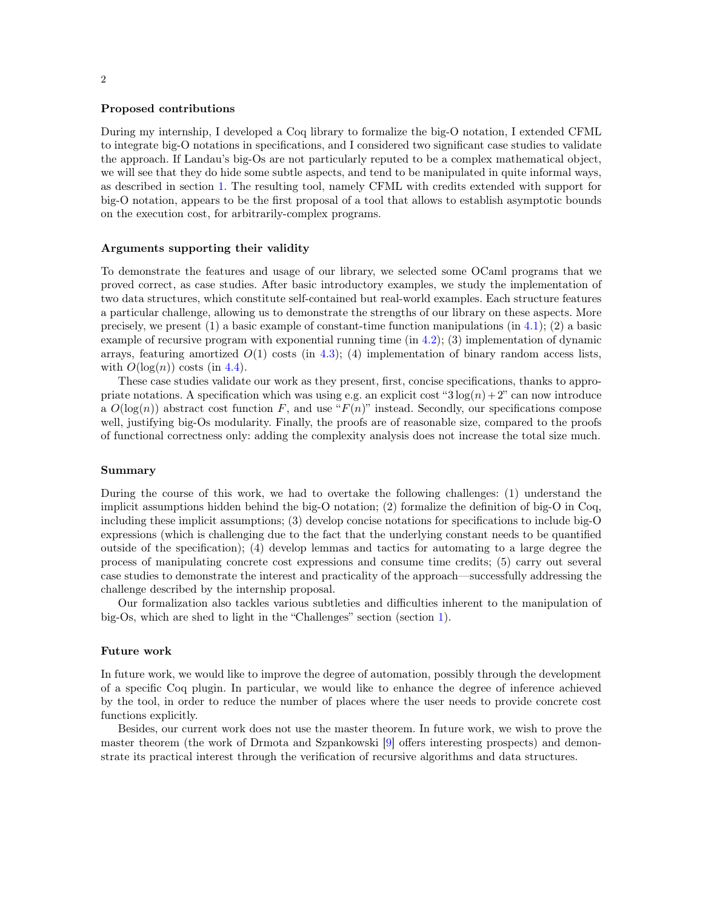### Proposed contributions

During my internship, I developed a Coq library to formalize the big-O notation, I extended CFML to integrate big-O notations in specifications, and I considered two significant case studies to validate the approach. If Landau's big-Os are not particularly reputed to be a complex mathematical object, we will see that they do hide some subtle aspects, and tend to be manipulated in quite informal ways, as described in section 1. The resulting tool, namely CFML with credits extended with support for big-O notation, appears to be the first proposal of a tool that allows to establish asymptotic bounds on the execution cost, for arbitrarily-complex programs.

### Arguments supporting their validity

To demonstrate the features and usage of our library, we selected some OCaml programs that we proved correct, as case studies. After basic introductory examples, we study the implementation of two data structures, which constitute self-contained but real-world examples. Each structure features a particular challenge, allowing us to demonstrate the strengths of our library on these aspects. More precisely, we present (1) a basic example of constant-time function manipulations (in 4.1); (2) a basic example of recursive program with exponential running time (in 4.2); (3) implementation of dynamic arrays, featuring amortized $O(1)$ costs (in 4.3); (4) implementation of binary random access lists, with $O(\log(n))$ costs (in 4.4).

These case studies validate our work as they present, first, concise specifications, thanks to appropriate notations. A specification which was using e.g. an explicit cost "$3\log(n)+2$" can now introduce a $O(\log(n))$ abstract cost function $F$, and use "$F(n)$" instead. Secondly, our specifications compose well, justifying big-Os modularity. Finally, the proofs are of reasonable size, compared to the proofs of functional correctness only: adding the complexity analysis does not increase the total size much.

### Summary

During the course of this work, we had to overtake the following challenges: (1) understand the implicit assumptions hidden behind the big-O notation; (2) formalize the definition of big-O in Coq, including these implicit assumptions; (3) develop concise notations for specifications to include big-O expressions (which is challenging due to the fact that the underlying constant needs to be quantified outside of the specification); (4) develop lemmas and tactics for automating to a large degree the process of manipulating concrete cost expressions and consume time credits; (5) carry out several case studies to demonstrate the interest and practicality of the approach—successfully addressing the challenge described by the internship proposal.

Our formalization also tackles various subtleties and difficulties inherent to the manipulation of big-Os, which are shed to light in the "Challenges" section (section 1).

### Future work

In future work, we would like to improve the degree of automation, possibly through the development of a specific Coq plugin. In particular, we would like to enhance the degree of inference achieved by the tool, in order to reduce the number of places where the user needs to provide concrete cost functions explicitly.

Besides, our current work does not use the master theorem. In future work, we wish to prove the master theorem (the work of Drmota and Szpankowski [9] offers interesting prospects) and demonstrate its practical interest through the verification of recursive algorithms and data structures.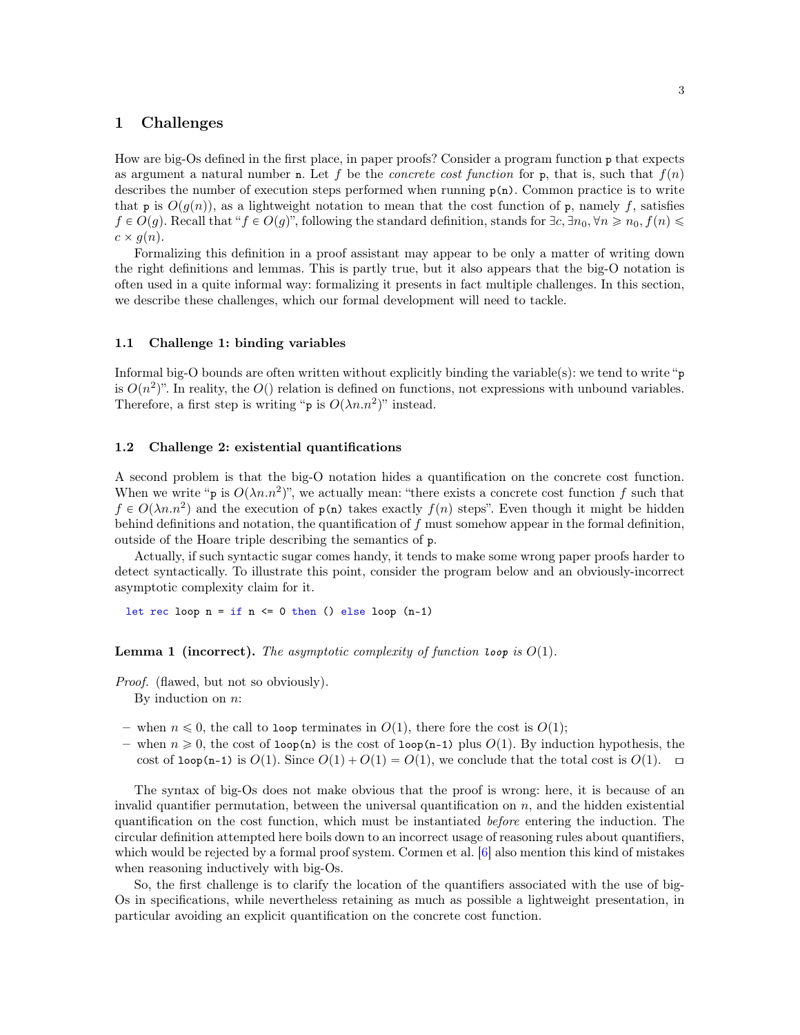## 1 Challenges

How are big-Os defined in the first place, in paper proofs? Consider a program function `p` that expects as argument a natural number `n`. Let $f$ be the *concrete cost function* for `p`, that is, such that $f(n)$ describes the number of execution steps performed when running `p(n)`. Common practice is to write that `p` is $O(g(n))$, as a lightweight notation to mean that the cost function of `p`, namely $f$, satisfies $f \in O(g)$. Recall that "$f \in O(g)$", following the standard definition, stands for $\exists c, \exists n_0, \forall n \geqslant n_0, f(n) \leqslant c \times g(n)$.

Formalizing this definition in a proof assistant may appear to be only a matter of writing down the right definitions and lemmas. This is partly true, but it also appears that the big-O notation is often used in a quite informal way: formalizing it presents in fact multiple challenges. In this section, we describe these challenges, which our formal development will need to tackle.

### 1.1 Challenge 1: binding variables

Informal big-O bounds are often written without explicitly binding the variable(s): we tend to write "`p` is $O(n^2)$". In reality, the $O()$ relation is defined on functions, not expressions with unbound variables. Therefore, a first step is writing "`p` is $O(\lambda n.n^2)$" instead.

### 1.2 Challenge 2: existential quantifications

A second problem is that the big-O notation hides a quantification on the concrete cost function. When we write "`p` is $O(\lambda n.n^2)$", we actually mean: "there exists a concrete cost function $f$ such that $f \in O(\lambda n.n^2)$ and the execution of `p(n)` takes exactly $f(n)$ steps". Even though it might be hidden behind definitions and notation, the quantification of $f$ must somehow appear in the formal definition, outside of the Hoare triple describing the semantics of `p`.

Actually, if such syntactic sugar comes handy, it tends to make some wrong paper proofs harder to detect syntactically. To illustrate this point, consider the program below and an obviously-incorrect asymptotic complexity claim for it.

```
let rec loop n = if n <= 0 then () else loop (n-1)
```

**Lemma 1 (incorrect).** *The asymptotic complexity of function `loop` is $O(1)$.*

*Proof.* (flawed, but not so obviously).
By induction on $n$:

- when $n \leqslant 0$, the call to `loop` terminates in $O(1)$, there fore the cost is $O(1)$;
- when $n \geqslant 0$, the cost of `loop(n)` is the cost of `loop(n-1)` plus $O(1)$. By induction hypothesis, the cost of `loop(n-1)` is $O(1)$. Since $O(1) + O(1) = O(1)$, we conclude that the total cost is $O(1)$. ☐

The syntax of big-Os does not make obvious that the proof is wrong: here, it is because of an invalid quantifier permutation, between the universal quantification on $n$, and the hidden existential quantification on the cost function, which must be instantiated *before* entering the induction. The circular definition attempted here boils down to an incorrect usage of reasoning rules about quantifiers, which would be rejected by a formal proof system. Cormen et al. [6] also mention this kind of mistakes when reasoning inductively with big-Os.

So, the first challenge is to clarify the location of the quantifiers associated with the use of big-Os in specifications, while nevertheless retaining as much as possible a lightweight presentation, in particular avoiding an explicit quantification on the concrete cost function.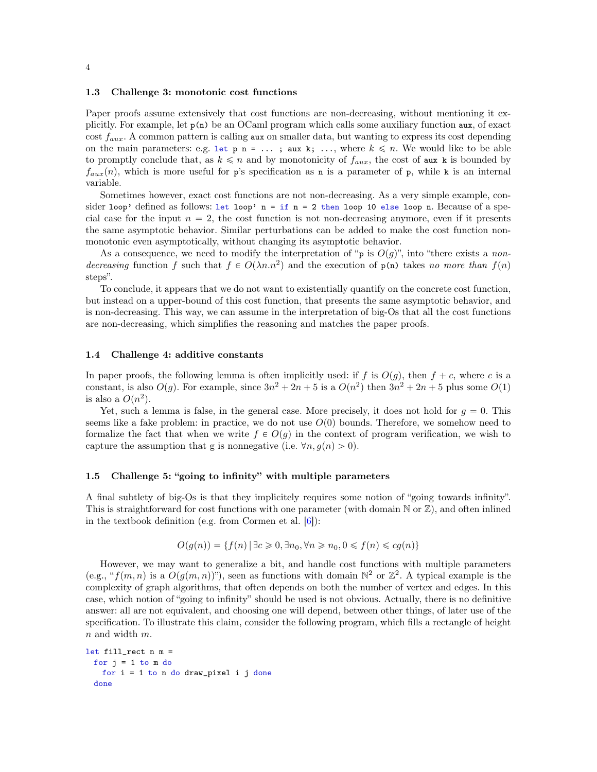### 1.3 Challenge 3: monotonic cost functions

Paper proofs assume extensively that cost functions are non-decreasing, without mentioning it explicitly. For example, let `p(n)` be an OCaml program which calls some auxiliary function `aux`, of exact cost $f_{aux}$. A common pattern is calling `aux` on smaller data, but wanting to express its cost depending on the main parameters: e.g. `let p n = ... ; aux k; ...`, where $k \leqslant n$. We would like to be able to promptly conclude that, as $k \leqslant n$ and by monotonicity of $f_{aux}$, the cost of `aux k` is bounded by $f_{aux}(n)$, which is more useful for `p`'s specification as `n` is a parameter of `p`, while `k` is an internal variable.

Sometimes however, exact cost functions are not non-decreasing. As a very simple example, consider `loop'` defined as follows: `let loop' n = if n = 2 then loop 10 else loop n`. Because of a special case for the input $n = 2$, the cost function is not non-decreasing anymore, even if it presents the same asymptotic behavior. Similar perturbations can be added to make the cost function non-monotonic even asymptotically, without changing its asymptotic behavior.

As a consequence, we need to modify the interpretation of "`p` is $O(g)$", into "there exists a *non-decreasing* function $f$ such that $f \in O(\lambda n.n^2)$ and the execution of `p(n)` takes *no more than* $f(n)$ steps".

To conclude, it appears that we do not want to existentially quantify on the concrete cost function, but instead on a upper-bound of this cost function, that presents the same asymptotic behavior, and is non-decreasing. This way, we can assume in the interpretation of big-Os that all the cost functions are non-decreasing, which simplifies the reasoning and matches the paper proofs.

### 1.4 Challenge 4: additive constants

In paper proofs, the following lemma is often implicitly used: if $f$ is $O(g)$, then $f + c$, where $c$ is a constant, is also $O(g)$. For example, since $3n^2 + 2n + 5$ is a $O(n^2)$ then $3n^2 + 2n + 5$ plus some $O(1)$ is also a $O(n^2)$.

Yet, such a lemma is false, in the general case. More precisely, it does not hold for $g = 0$. This seems like a fake problem: in practice, we do not use $O(0)$ bounds. Therefore, we somehow need to formalize the fact that when we write $f \in O(g)$ in the context of program verification, we wish to capture the assumption that g is nonnegative (i.e. $\forall n, g(n) > 0$).

### 1.5 Challenge 5: "going to infinity" with multiple parameters

A final subtlety of big-Os is that they implicitely requires some notion of "going towards infinity". This is straightforward for cost functions with one parameter (with domain $\mathbb{N}$ or $\mathbb{Z}$), and often inlined in the textbook definition (e.g. from Cormen et al. [6]):

$$O(g(n)) = \{f(n) \mid \exists c \geqslant 0, \exists n_0, \forall n \geqslant n_0, 0 \leqslant f(n) \leqslant cg(n)\}$$

However, we may want to generalize a bit, and handle cost functions with multiple parameters (e.g., "$f(m,n)$ is a $O(g(m,n))$"), seen as functions with domain $\mathbb{N}^2$ or $\mathbb{Z}^2$. A typical example is the complexity of graph algorithms, that often depends on both the number of vertex and edges. In this case, which notion of "going to infinity" should be used is not obvious. Actually, there is no definitive answer: all are not equivalent, and choosing one will depend, between other things, of later use of the specification. To illustrate this claim, consider the following program, which fills a rectangle of height $n$ and width $m$.

```
let fill_rect n m =
  for j = 1 to m do
    for i = 1 to n do draw_pixel i j done
  done
```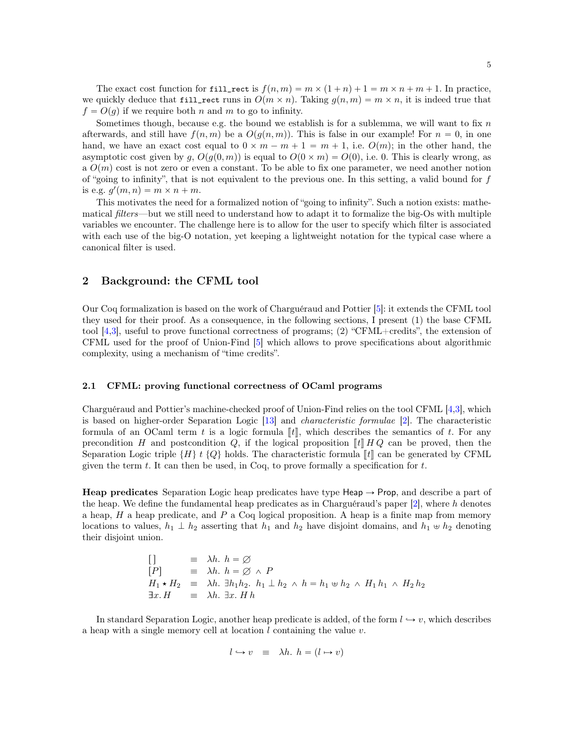The exact cost function for `fill_rect` is $f(n, m) = m \times (1 + n) + 1 = m \times n + m + 1$. In practice, we quickly deduce that `fill_rect` runs in $O(m \times n)$. Taking $g(n, m) = m \times n$, it is indeed true that $f = O(g)$ if we require both $n$ and $m$ to go to infinity.

Sometimes though, because e.g. the bound we establish is for a sublemma, we will want to fix $n$ afterwards, and still have $f(n, m)$ be a $O(g(n, m))$. This is false in our example! For $n = 0$, in one hand, we have an exact cost equal to $0 \times m - m + 1 = m + 1$, i.e. $O(m)$; in the other hand, the asymptotic cost given by $g$, $O(g(0, m))$ is equal to $O(0 \times m) = O(0)$, i.e. 0. This is clearly wrong, as a $O(m)$ cost is not zero or even a constant. To be able to fix one parameter, we need another notion of "going to infinity", that is not equivalent to the previous one. In this setting, a valid bound for $f$ is e.g. $g'(m, n) = m \times n + m$.

This motivates the need for a formalized notion of "going to infinity". Such a notion exists: mathematical *filters*—but we still need to understand how to adapt it to formalize the big-Os with multiple variables we encounter. The challenge here is to allow for the user to specify which filter is associated with each use of the big-O notation, yet keeping a lightweight notation for the typical case where a canonical filter is used.

## 2 Background: the CFML tool

Our Coq formalization is based on the work of Charguéraud and Pottier [5]: it extends the CFML tool they used for their proof. As a consequence, in the following sections, I present (1) the base CFML tool [4,3], useful to prove functional correctness of programs; (2) "CFML+credits", the extension of CFML used for the proof of Union-Find [5] which allows to prove specifications about algorithmic complexity, using a mechanism of "time credits".

### 2.1 CFML: proving functional correctness of OCaml programs

Charguéraud and Pottier's machine-checked proof of Union-Find relies on the tool CFML [4,3], which is based on higher-order Separation Logic [13] and *characteristic formulae* [2]. The characteristic formula of an OCaml term $t$ is a logic formula $[\![t]\!]$, which describes the semantics of $t$. For any precondition $H$ and postcondition $Q$, if the logical proposition $[\![t]\!]\, H\, Q$ can be proved, then the Separation Logic triple $\{H\}\ t\ \{Q\}$ holds. The characteristic formula $[\![t]\!]$ can be generated by CFML given the term $t$. It can then be used, in Coq, to prove formally a specification for $t$.

**Heap predicates** Separation Logic heap predicates have type $\mathsf{Heap} \to \mathsf{Prop}$, and describe a part of the heap. We define the fundamental heap predicates as in Charguéraud's paper [2], where $h$ denotes a heap, $H$ a heap predicate, and $P$ a Coq logical proposition. A heap is a finite map from memory locations to values, $h_1 \perp h_2$ asserting that $h_1$ and $h_2$ have disjoint domains, and $h_1 \uplus h_2$ denoting their disjoint union.

$$
\begin{array}{lcl}
[\,] & \equiv & \lambda h.\ h = \varnothing \\
[P] & \equiv & \lambda h.\ h = \varnothing \ \wedge\ P \\
H_1 \star H_2 & \equiv & \lambda h.\ \exists h_1 h_2.\ h_1 \perp h_2 \ \wedge\ h = h_1 \uplus h_2 \ \wedge\ H_1\, h_1 \ \wedge\ H_2\, h_2 \\
\exists x.\, H & \equiv & \lambda h.\ \exists x.\ H\, h
\end{array}
$$

In standard Separation Logic, another heap predicate is added, of the form $l \hookrightarrow v$, which describes a heap with a single memory cell at location $l$ containing the value $v$.

$$
l \hookrightarrow v \quad \equiv \quad \lambda h.\ h = (l \mapsto v)
$$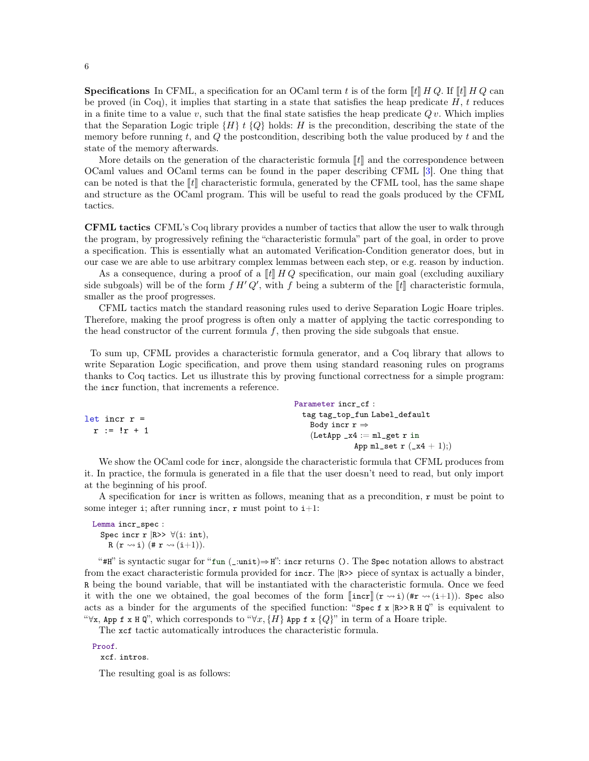**Specifications** In CFML, a specification for an OCaml term $t$ is of the form $[\![t]\!]\, H\, Q$. If $[\![t]\!]\, H\, Q$ can be proved (in Coq), it implies that starting in a state that satisfies the heap predicate $H$, $t$ reduces in a finite time to a value $v$, such that the final state satisfies the heap predicate $Q\, v$. Which implies that the Separation Logic triple $\{H\}\ t\ \{Q\}$ holds: $H$ is the precondition, describing the state of the memory before running $t$, and $Q$ the postcondition, describing both the value produced by $t$ and the state of the memory afterwards.

More details on the generation of the characteristic formula $[\![t]\!]$ and the correspondence between OCaml values and OCaml terms can be found in the paper describing CFML [3]. One thing that can be noted is that the $[\![t]\!]$ characteristic formula, generated by the CFML tool, has the same shape and structure as the OCaml program. This will be useful to read the goals produced by the CFML tactics.

**CFML tactics** CFML's Coq library provides a number of tactics that allow the user to walk through the program, by progressively refining the "characteristic formula" part of the goal, in order to prove a specification. This is essentially what an automated Verification-Condition generator does, but in our case we are able to use arbitrary complex lemmas between each step, or e.g. reason by induction.

As a consequence, during a proof of a $[\![t]\!]\, H\, Q$ specification, our main goal (excluding auxiliary side subgoals) will be of the form $f\, H'\, Q'$, with $f$ being a subterm of the $[\![t]\!]$ characteristic formula, smaller as the proof progresses.

CFML tactics match the standard reasoning rules used to derive Separation Logic Hoare triples. Therefore, making the proof progress is often only a matter of applying the tactic corresponding to the head constructor of the current formula $f$, then proving the side subgoals that ensue.

To sum up, CFML provides a characteristic formula generator, and a Coq library that allows to write Separation Logic specification, and prove them using standard reasoning rules on programs thanks to Coq tactics. Let us illustrate this by proving functional correctness for a simple program: the `incr` function, that increments a reference.

```
let incr r =
  r := !r + 1
```

```
Parameter incr_cf :
  tag tag_top_fun Label_default
    Body incr r ⇒
    (LetApp _x4 := ml_get r in
              App ml_set r (_x4 + 1);)
```

We show the OCaml code for `incr`, alongside the characteristic formula that CFML produces from it. In practice, the formula is generated in a file that the user doesn't need to read, but only import at the beginning of his proof.

A specification for `incr` is written as follows, meaning that as a precondition, `r` must be point to some integer `i`; after running `incr`, `r` must point to `i+1`:

```
Lemma incr_spec :
  Spec incr r |R>> ∀(i: int),
    R (r ⇝ i) (# r ⇝ (i+1)).
```

"`#H`" is syntactic sugar for "`fun (_:unit)⇒ H`": `incr` returns `()`. The `Spec` notation allows to abstract from the exact characteristic formula provided for `incr`. The `|R>>` piece of syntax is actually a binder, `R` being the bound variable, that will be instantiated with the characteristic formula. Once we feed it with the one we obtained, the goal becomes of the form $[\![$`incr`$]\!]$ `(r ⇝ i) (#r ⇝ (i+1))`. `Spec` also acts as a binder for the arguments of the specified function: "`Spec f x |R>> R H Q`" is equivalent to "`∀x, App f x H Q`", which corresponds to "$\forall x, \{H\}$ `App f x` $\{Q\}$" in term of a Hoare triple.

The `xcf` tactic automatically introduces the characteristic formula.

```
Proof.
  xcf. intros.
```

The resulting goal is as follows: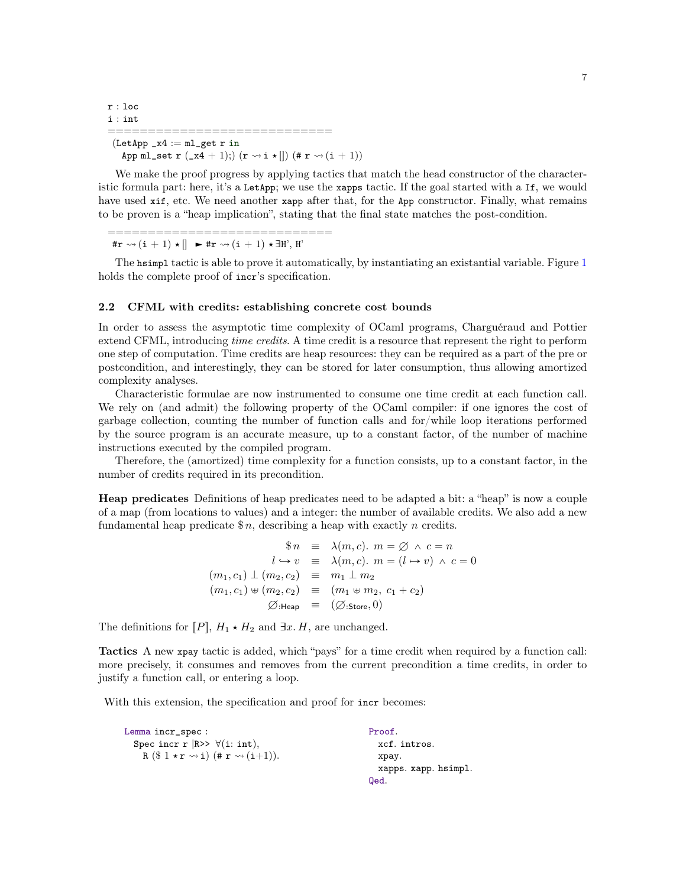```
r : loc
i : int
============================
 (LetApp _x4 := ml_get r in
   App ml_set r (_x4 + 1);) (r ⇝ i ⋆ []) (# r ⇝ (i + 1))
```

We make the proof progress by applying tactics that match the head constructor of the characteristic formula part: here, it's a `LetApp`; we use the `xapps` tactic. If the goal started with a `If`, we would have used `xif`, etc. We need another `xapp` after that, for the `App` constructor. Finally, what remains to be proven is a "heap implication", stating that the final state matches the post-condition.

```
============================
 #r ⇝ (i + 1) ⋆ [] ► #r ⇝ (i + 1) ⋆ ∃H', H'
```

The `hsimpl` tactic is able to prove it automatically, by instantiating an existantial variable. Figure 1 holds the complete proof of `incr`'s specification.

### 2.2 CFML with credits: establishing concrete cost bounds

In order to assess the asymptotic time complexity of OCaml programs, Charguéraud and Pottier extend CFML, introducing *time credits*. A time credit is a resource that represent the right to perform one step of computation. Time credits are heap resources: they can be required as a part of the pre or postcondition, and interestingly, they can be stored for later consumption, thus allowing amortized complexity analyses.

Characteristic formulae are now instrumented to consume one time credit at each function call. We rely on (and admit) the following property of the OCaml compiler: if one ignores the cost of garbage collection, counting the number of function calls and for/while loop iterations performed by the source program is an accurate measure, up to a constant factor, of the number of machine instructions executed by the compiled program.

Therefore, the (amortized) time complexity for a function consists, up to a constant factor, in the number of credits required in its precondition.

**Heap predicates** Definitions of heap predicates need to be adapted a bit: a "heap" is now a couple of a map (from locations to values) and a integer: the number of available credits. We also add a new fundamental heap predicate $\$\, n$, describing a heap with exactly $n$ credits.

$$
\begin{aligned}
\$\, n &\equiv \lambda(m,c).\ m = \varnothing \ \wedge\ c = n \\
l \hookrightarrow v &\equiv \lambda(m,c).\ m = (l \mapsto v) \ \wedge\ c = 0 \\
(m_1, c_1) \perp (m_2, c_2) &\equiv m_1 \perp m_2 \\
(m_1, c_1) \uplus (m_2, c_2) &\equiv (m_1 \uplus m_2,\ c_1 + c_2) \\
\varnothing_{:\mathsf{Heap}} &\equiv (\varnothing_{:\mathsf{Store}}, 0)
\end{aligned}
$$

The definitions for $[P]$, $H_1 \star H_2$ and $\exists x.\, H$, are unchanged.

**Tactics** A new `xpay` tactic is added, which "pays" for a time credit when required by a function call: more precisely, it consumes and removes from the current precondition a time credits, in order to justify a function call, or entering a loop.

With this extension, the specification and proof for `incr` becomes:

```
Lemma incr_spec :
  Spec incr r |R>> ∀(i: int),
    R ($ 1 ⋆ r ⇝ i) (# r ⇝ (i+1)).
```

```
Proof.
  xcf. intros.
  xpay.
  xapps. xapp. hsimpl.
Qed.
```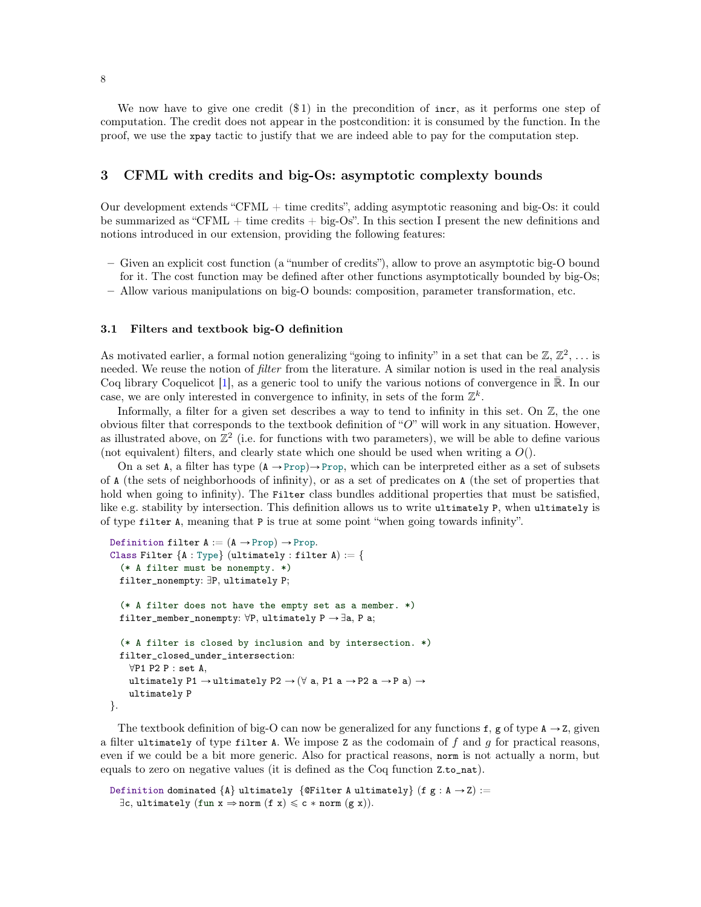We now have to give one credit ($1) in the precondition of `incr`, as it performs one step of computation. The credit does not appear in the postcondition: it is consumed by the function. In the proof, we use the `xpay` tactic to justify that we are indeed able to pay for the computation step.

## 3 CFML with credits and big-Os: asymptotic complexty bounds

Our development extends "CFML + time credits", adding asymptotic reasoning and big-Os: it could be summarized as "CFML + time credits + big-Os". In this section I present the new definitions and notions introduced in our extension, providing the following features:

- Given an explicit cost function (a "number of credits"), allow to prove an asymptotic big-O bound for it. The cost function may be defined after other functions asymptotically bounded by big-Os;
- Allow various manipulations on big-O bounds: composition, parameter transformation, etc.

### 3.1 Filters and textbook big-O definition

As motivated earlier, a formal notion generalizing "going to infinity" in a set that can be $\mathbb{Z}$, $\mathbb{Z}^2$, ... is needed. We reuse the notion of *filter* from the literature. A similar notion is used in the real analysis Coq library Coquelicot [1], as a generic tool to unify the various notions of convergence in $\bar{\mathbb{R}}$. In our case, we are only interested in convergence to infinity, in sets of the form $\mathbb{Z}^k$.

Informally, a filter for a given set describes a way to tend to infinity in this set. On $\mathbb{Z}$, the one obvious filter that corresponds to the textbook definition of "$O$" will work in any situation. However, as illustrated above, on $\mathbb{Z}^2$ (i.e. for functions with two parameters), we will be able to define various (not equivalent) filters, and clearly state which one should be used when writing a $O()$.

On a set `A`, a filter has type `(A → Prop)→ Prop`, which can be interpreted either as a set of subsets of `A` (the sets of neighborhoods of infinity), or as a set of predicates on `A` (the set of properties that hold when going to infinity). The `Filter` class bundles additional properties that must be satisfied, like e.g. stability by intersection. This definition allows us to write `ultimately P`, when `ultimately` is of type `filter A`, meaning that `P` is true at some point "when going towards infinity".

```
Definition filter A := (A → Prop) → Prop.
Class Filter {A : Type} (ultimately : filter A) := {
  (* A filter must be nonempty. *)
  filter_nonempty: ∃P, ultimately P;

  (* A filter does not have the empty set as a member. *)
  filter_member_nonempty: ∀P, ultimately P → ∃a, P a;

  (* A filter is closed by inclusion and by intersection. *)
  filter_closed_under_intersection:
    ∀P1 P2 P : set A,
    ultimately P1 → ultimately P2 → (∀ a, P1 a → P2 a → P a) →
    ultimately P
}.
```

The textbook definition of big-O can now be generalized for any functions `f`, `g` of type `A → Z`, given a filter `ultimately` of type `filter A`. We impose `Z` as the codomain of $f$ and $g$ for practical reasons, even if we could be a bit more generic. Also for practical reasons, `norm` is not actually a norm, but equals to zero on negative values (it is defined as the Coq function `Z.to_nat`).

```
Definition dominated {A} ultimately {@Filter A ultimately} (f g : A → Z) :=
  ∃c, ultimately (fun x ⇒ norm (f x) ⩽ c ∗ norm (g x)).
```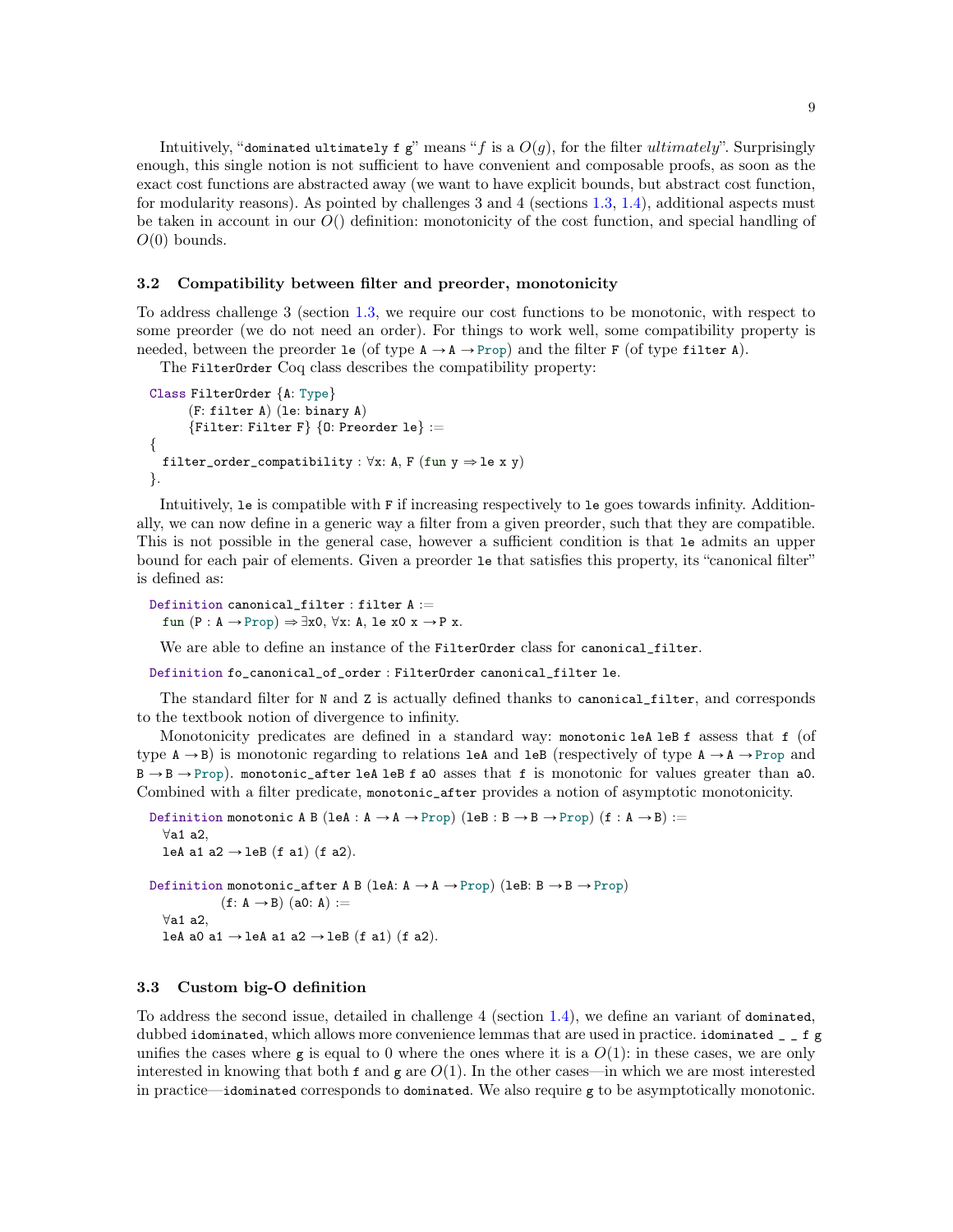Intuitively, "`dominated ultimately f g`" means "$f$ is a $O(g)$, for the filter *ultimately*". Surprisingly enough, this single notion is not sufficient to have convenient and composable proofs, as soon as the exact cost functions are abstracted away (we want to have explicit bounds, but abstract cost function, for modularity reasons). As pointed by challenges 3 and 4 (sections 1.3, 1.4), additional aspects must be taken in account in our $O()$ definition: monotonicity of the cost function, and special handling of $O(0)$ bounds.

### 3.2 Compatibility between filter and preorder, monotonicity

To address challenge 3 (section 1.3, we require our cost functions to be monotonic, with respect to some preorder (we do not need an order). For things to work well, some compatibility property is needed, between the preorder `le` (of type `A → A → Prop`) and the filter `F` (of type `filter A`).

The `FilterOrder` Coq class describes the compatibility property:

```
Class FilterOrder {A: Type}
      (F: filter A) (le: binary A)
      {Filter: Filter F} {O: Preorder le} :=
{
  filter_order_compatibility : ∀x: A, F (fun y ⇒ le x y)
}.
```

Intuitively, `le` is compatible with `F` if increasing respectively to `le` goes towards infinity. Additionally, we can now define in a generic way a filter from a given preorder, such that they are compatible. This is not possible in the general case, however a sufficient condition is that `le` admits an upper bound for each pair of elements. Given a preorder `le` that satisfies this property, its "canonical filter" is defined as:

```
Definition canonical_filter : filter A :=
  fun (P : A → Prop) ⇒ ∃x0, ∀x: A, le x0 x → P x.
```

We are able to define an instance of the `FilterOrder` class for `canonical_filter`.

```
Definition fo_canonical_of_order : FilterOrder canonical_filter le.
```

The standard filter for `N` and `Z` is actually defined thanks to `canonical_filter`, and corresponds to the textbook notion of divergence to infinity.

Monotonicity predicates are defined in a standard way: `monotonic leA leB f` assess that `f` (of type `A → B`) is monotonic regarding to relations `leA` and `leB` (respectively of type `A → A → Prop` and `B → B → Prop`). `monotonic_after leA leB f a0` asses that `f` is monotonic for values greater than `a0`. Combined with a filter predicate, `monotonic_after` provides a notion of asymptotic monotonicity.

```
Definition monotonic A B (leA : A → A → Prop) (leB : B → B → Prop) (f : A → B) :=
  ∀a1 a2,
  leA a1 a2 → leB (f a1) (f a2).

Definition monotonic_after A B (leA: A → A → Prop) (leB: B → B → Prop)
           (f: A → B) (a0: A) :=
  ∀a1 a2,
  leA a0 a1 → leA a1 a2 → leB (f a1) (f a2).
```

### 3.3 Custom big-O definition

To address the second issue, detailed in challenge 4 (section 1.4), we define an variant of `dominated`, dubbed `idominated`, which allows more convenience lemmas that are used in practice. `idominated _ _ f g` unifies the cases where `g` is equal to 0 where the ones where it is a $O(1)$: in these cases, we are only interested in knowing that both `f` and `g` are $O(1)$. In the other cases—in which we are most interested in practice—`idominated` corresponds to `dominated`. We also require `g` to be asymptotically monotonic.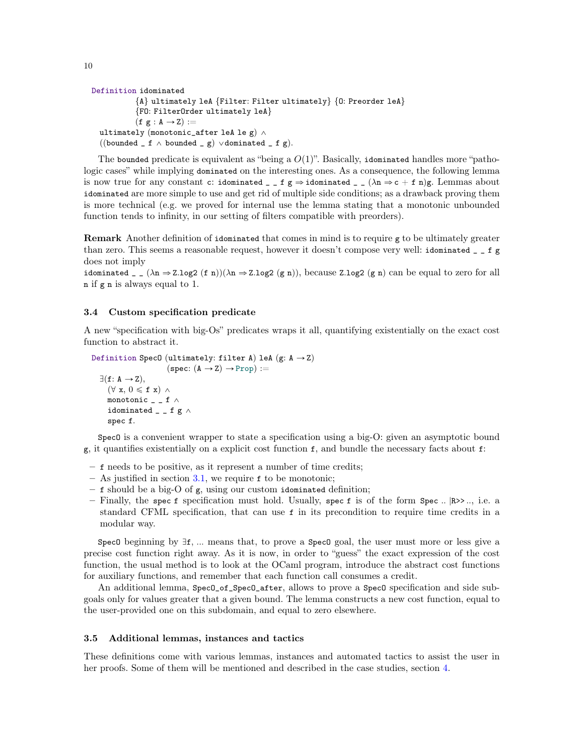```
Definition idominated
          {A} ultimately leA {Filter: Filter ultimately} {O: Preorder leA}
          {FO: FilterOrder ultimately leA}
          (f g : A → Z) :=
  ultimately (monotonic_after leA le g) ∧
  ((bounded _ f ∧ bounded _ g) ∨dominated _ f g).
```

The `bounded` predicate is equivalent as "being a $O(1)$". Basically, `idominated` handles more "pathologic cases" while implying `dominated` on the interesting ones. As a consequence, the following lemma is now true for any constant `c`: `idominated _ _ f g ⇒ idominated _ _ (λn ⇒ c + f n)g`. Lemmas about `idominated` are more simple to use and get rid of multiple side conditions; as a drawback proving them is more technical (e.g. we proved for internal use the lemma stating that a monotonic unbounded function tends to infinity, in our setting of filters compatible with preorders).

**Remark** Another definition of `idominated` that comes in mind is to require `g` to be ultimately greater than zero. This seems a reasonable request, however it doesn't compose very well: `idominated _ _ f g` does not imply
`idominated _ _ (λn ⇒ Z.log2 (f n))(λn ⇒ Z.log2 (g n))`, because `Z.log2 (g n)` can be equal to zero for all `n` if `g n` is always equal to 1.

### 3.4 Custom specification predicate

A new "specification with big-Os" predicates wraps it all, quantifying existentially on the exact cost function to abstract it.

```
Definition SpecO (ultimately: filter A) leA (g: A → Z)
                 (spec: (A → Z) → Prop) :=
  ∃(f: A → Z),
    (∀ x, 0 ⩽ f x) ∧
    monotonic _ _ f ∧
    idominated _ _ f g ∧
    spec f.
```

`SpecO` is a convenient wrapper to state a specification using a big-O: given an asymptotic bound `g`, it quantifies existentially on a explicit cost function `f`, and bundle the necessary facts about `f`:

- `f` needs to be positive, as it represent a number of time credits;
- As justified in section 3.1, we require `f` to be monotonic;
- `f` should be a big-O of `g`, using our custom `idominated` definition;
- Finally, the `spec f` specification must hold. Usually, `spec f` is of the form `Spec .. |R>> ..`, i.e. a standard CFML specification, that can use `f` in its precondition to require time credits in a modular way.

`SpecO` beginning by `∃f, ...` means that, to prove a `SpecO` goal, the user must more or less give a precise cost function right away. As it is now, in order to "guess" the exact expression of the cost function, the usual method is to look at the OCaml program, introduce the abstract cost functions for auxiliary functions, and remember that each function call consumes a credit.

An additional lemma, `SpecO_of_SpecO_after`, allows to prove a `SpecO` specification and side subgoals only for values greater that a given bound. The lemma constructs a new cost function, equal to the user-provided one on this subdomain, and equal to zero elsewhere.

### 3.5 Additional lemmas, instances and tactics

These definitions come with various lemmas, instances and automated tactics to assist the user in her proofs. Some of them will be mentioned and described in the case studies, section 4.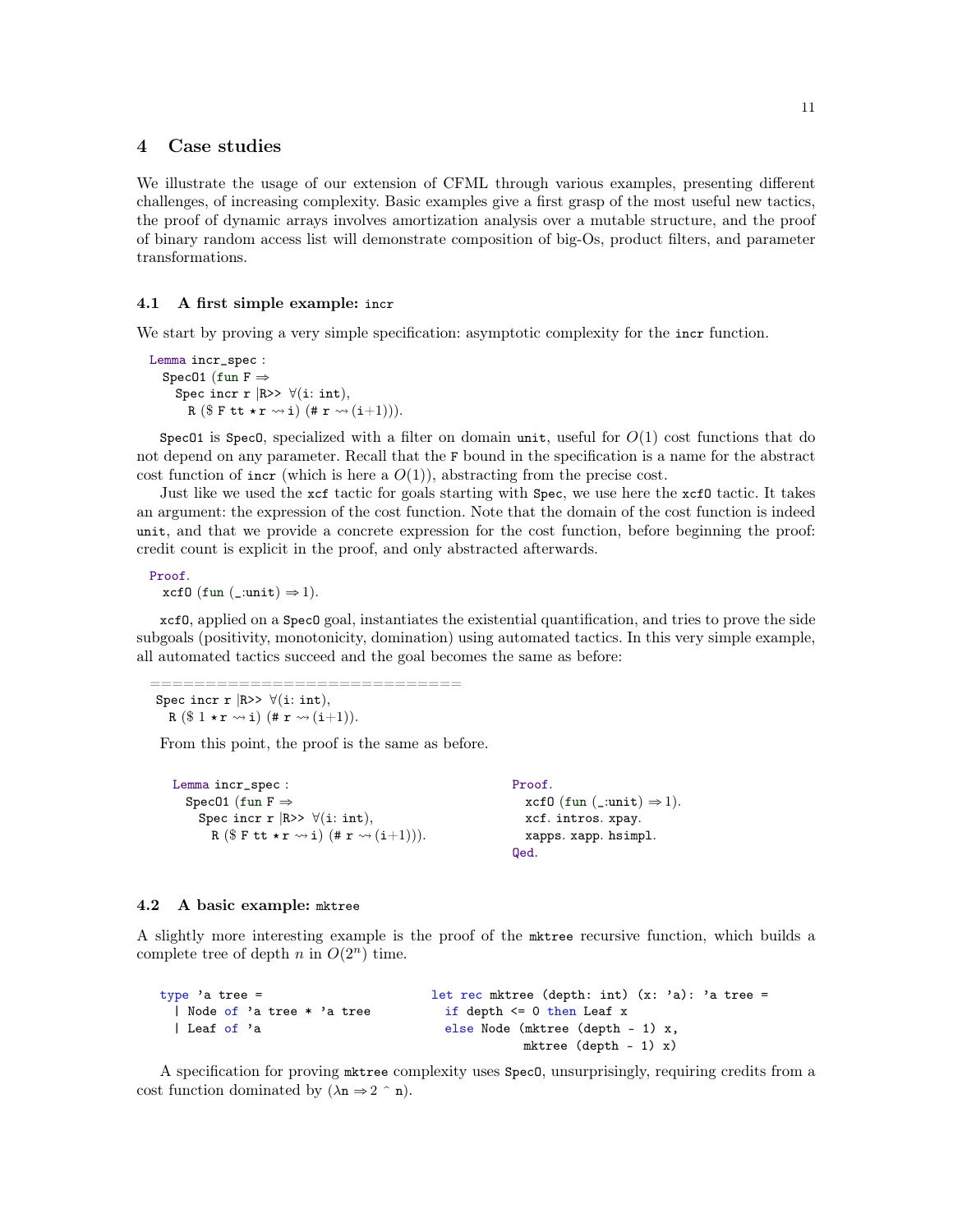## 4 Case studies

We illustrate the usage of our extension of CFML through various examples, presenting different challenges, of increasing complexity. Basic examples give a first grasp of the most useful new tactics, the proof of dynamic arrays involves amortization analysis over a mutable structure, and the proof of binary random access list will demonstrate composition of big-Os, product filters, and parameter transformations.

### 4.1 A first simple example: `incr`

We start by proving a very simple specification: asymptotic complexity for the `incr` function.

```
Lemma incr_spec :
  SpecO1 (fun F ⇒
    Spec incr r |R>> ∀(i: int),
      R ($ F tt ⋆ r ⇝ i) (# r ⇝ (i+1))).
```

`SpecO1` is `SpecO`, specialized with a filter on domain `unit`, useful for $O(1)$ cost functions that do not depend on any parameter. Recall that the `F` bound in the specification is a name for the abstract cost function of `incr` (which is here a $O(1)$), abstracting from the precise cost.

Just like we used the `xcf` tactic for goals starting with `Spec`, we use here the `xcfO` tactic. It takes an argument: the expression of the cost function. Note that the domain of the cost function is indeed `unit`, and that we provide a concrete expression for the cost function, before beginning the proof: credit count is explicit in the proof, and only abstracted afterwards.

```
Proof.
  xcfO (fun (_:unit) ⇒ 1).
```

`xcfO`, applied on a `SpecO` goal, instantiates the existential quantification, and tries to prove the side subgoals (positivity, monotonicity, domination) using automated tactics. In this very simple example, all automated tactics succeed and the goal becomes the same as before:

```
============================
 Spec incr r |R>> ∀(i: int),
   R ($ 1 ⋆ r ⇝ i) (# r ⇝ (i+1)).
```

From this point, the proof is the same as before.

```
Lemma incr_spec :
  SpecO1 (fun F ⇒
    Spec incr r |R>> ∀(i: int),
      R ($ F tt ⋆ r ⇝ i) (# r ⇝ (i+1))).
```

```
Proof.
  xcfO (fun (_:unit) ⇒ 1).
  xcf. intros. xpay.
  xapps. xapp. hsimpl.
Qed.
```

### 4.2 A basic example: `mktree`

A slightly more interesting example is the proof of the `mktree` recursive function, which builds a complete tree of depth $n$ in $O(2^n)$ time.

```
type 'a tree =
  | Node of 'a tree * 'a tree
  | Leaf of 'a
```

```
let rec mktree (depth: int) (x: 'a): 'a tree =
  if depth <= 0 then Leaf x
  else Node (mktree (depth - 1) x,
             mktree (depth - 1) x)
```

A specification for proving `mktree` complexity uses `SpecO`, unsurprisingly, requiring credits from a cost function dominated by (λn ⇒ 2 ^ n).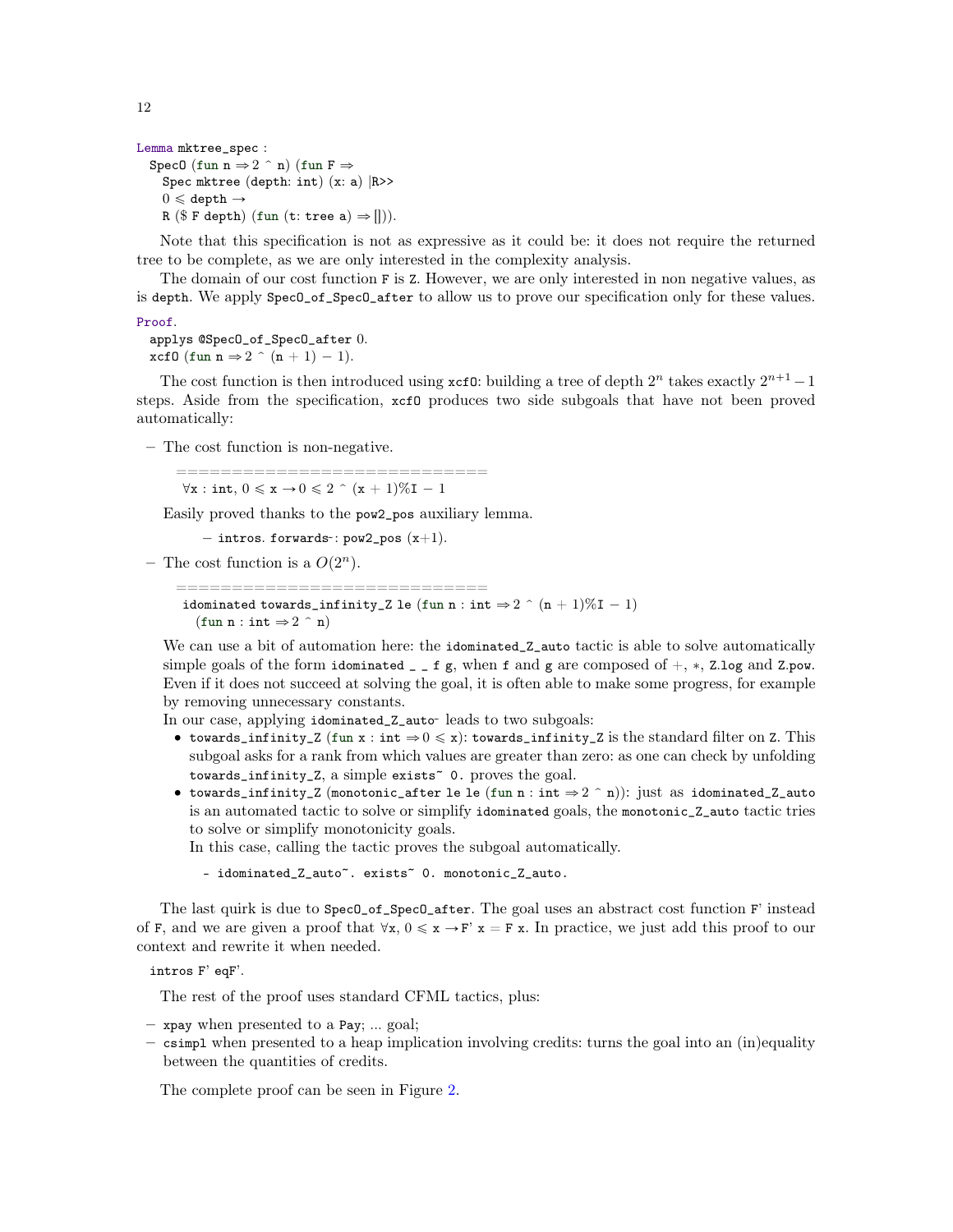```
Lemma mktree_spec :
  SpecO (fun n ⇒ 2 ^ n) (fun F ⇒
    Spec mktree (depth: int) (x: a) |R>>
    0 ≤ depth →
    R ($ F depth) (fun (t: tree a) ⇒ [])).
```

Note that this specification is not as expressive as it could be: it does not require the returned tree to be complete, as we are only interested in the complexity analysis.

The domain of our cost function `F` is `Z`. However, we are only interested in non negative values, as is `depth`. We apply `SpecO_of_SpecO_after` to allow us to prove our specification only for these values.

```
Proof.
  applys @SpecO_of_SpecO_after 0.
  xcfO (fun n ⇒ 2 ^ (n + 1) − 1).
```

The cost function is then introduced using `xcfO`: building a tree of depth $2^n$ takes exactly $2^{n+1} - 1$ steps. Aside from the specification, `xcfO` produces two side subgoals that have not been proved automatically:

- The cost function is non-negative.

  ```
  ============================
  ∀x : int, 0 ≤ x → 0 ≤ 2 ^ (x + 1)%I − 1
  ```

  Easily proved thanks to the `pow2_pos` auxiliary lemma.

  ```
  − intros. forwards~: pow2_pos (x+1).
  ```

- The cost function is a $O(2^n)$.

  ```
  ============================
  idominated towards_infinity_Z le (fun n : int ⇒ 2 ^ (n + 1)%I − 1)
    (fun n : int ⇒ 2 ^ n)
  ```

  We can use a bit of automation here: the `idominated_Z_auto` tactic is able to solve automatically simple goals of the form `idominated _ _ f g`, when `f` and `g` are composed of $+$, $*$, `Z.log` and `Z.pow`. Even if it does not succeed at solving the goal, it is often able to make some progress, for example by removing unnecessary constants.

  In our case, applying `idominated_Z_auto~` leads to two subgoals:

  - `towards_infinity_Z (fun x : int ⇒ 0 ≤ x)`: `towards_infinity_Z` is the standard filter on `Z`. This subgoal asks for a rank from which values are greater than zero: as one can check by unfolding `towards_infinity_Z`, a simple `exists~ 0.` proves the goal.
  - `towards_infinity_Z (monotonic_after le le (fun n : int ⇒ 2 ^ n))`: just as `idominated_Z_auto` is an automated tactic to solve or simplify `idominated` goals, the `monotonic_Z_auto` tactic tries to solve or simplify monotonicity goals.

    In this case, calling the tactic proves the subgoal automatically.

  ```
  - idominated_Z_auto~. exists~ 0. monotonic_Z_auto.
  ```

The last quirk is due to `SpecO_of_SpecO_after`. The goal uses an abstract cost function `F'` instead of `F`, and we are given a proof that `∀x, 0 ≤ x → F' x = F x`. In practice, we just add this proof to our context and rewrite it when needed.

```
intros F' eqF'.
```

The rest of the proof uses standard CFML tactics, plus:

- `xpay` when presented to a `Pay; ...` goal;
- `csimpl` when presented to a heap implication involving credits: turns the goal into an (in)equality between the quantities of credits.

The complete proof can be seen in Figure 2.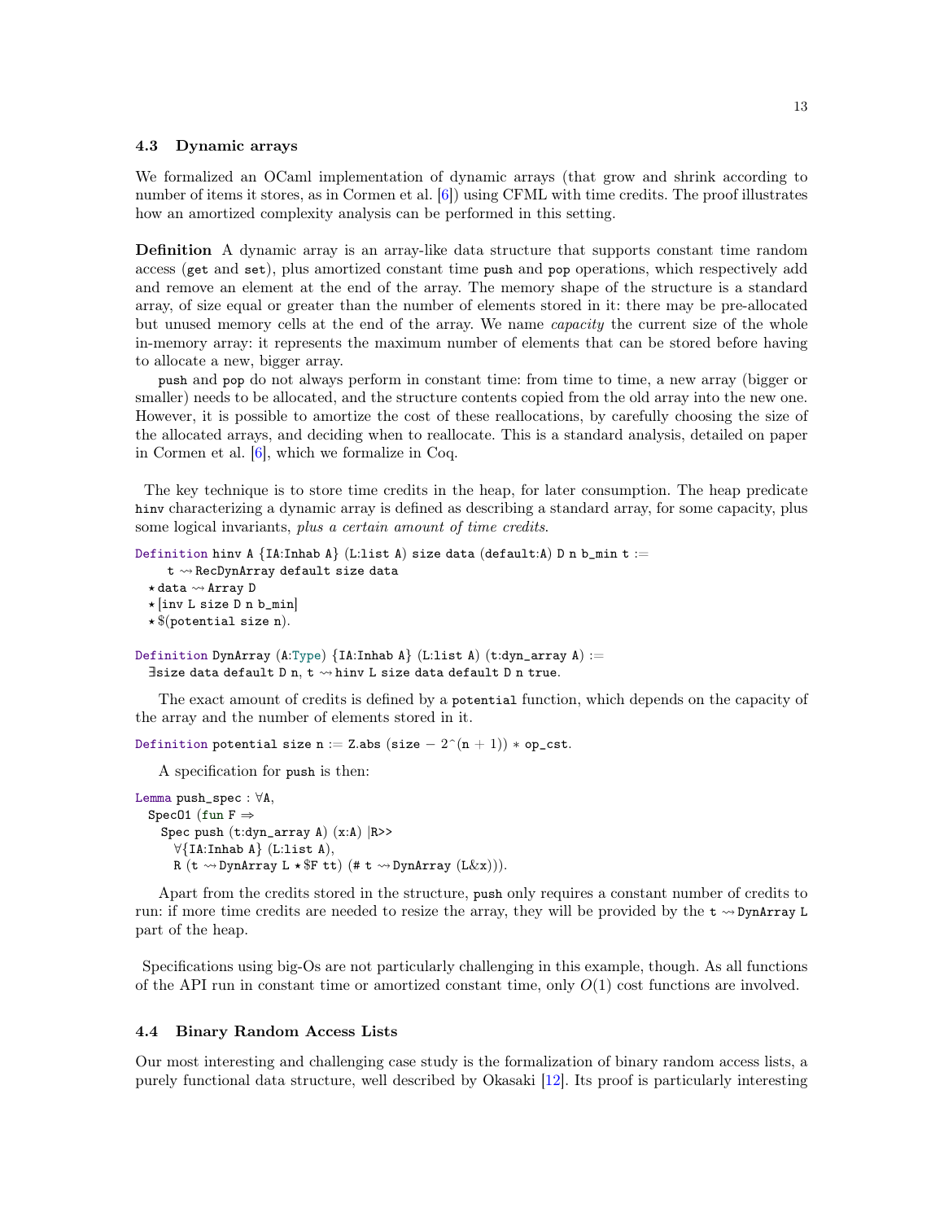### 4.3 Dynamic arrays

We formalized an OCaml implementation of dynamic arrays (that grow and shrink according to number of items it stores, as in Cormen et al. [6]) using CFML with time credits. The proof illustrates how an amortized complexity analysis can be performed in this setting.

**Definition** A dynamic array is an array-like data structure that supports constant time random access (get and set), plus amortized constant time push and pop operations, which respectively add and remove an element at the end of the array. The memory shape of the structure is a standard array, of size equal or greater than the number of elements stored in it: there may be pre-allocated but unused memory cells at the end of the array. We name *capacity* the current size of the whole in-memory array: it represents the maximum number of elements that can be stored before having to allocate a new, bigger array.

push and pop do not always perform in constant time: from time to time, a new array (bigger or smaller) needs to be allocated, and the structure contents copied from the old array into the new one. However, it is possible to amortize the cost of these reallocations, by carefully choosing the size of the allocated arrays, and deciding when to reallocate. This is a standard analysis, detailed on paper in Cormen et al. [6], which we formalize in Coq.

The key technique is to store time credits in the heap, for later consumption. The heap predicate hinv characterizing a dynamic array is defined as describing a standard array, for some capacity, plus some logical invariants, *plus a certain amount of time credits*.

```
Definition hinv A {IA:Inhab A} (L:list A) size data (default:A) D n b_min t :=
    t ⇝ RecDynArray default size data
  ⋆ data ⇝ Array D
  ⋆ [inv L size D n b_min]
  ⋆ $(potential size n).

Definition DynArray (A:Type) {IA:Inhab A} (L:list A) (t:dyn_array A) :=
  ∃size data default D n, t ⇝ hinv L size data default D n true.
```

The exact amount of credits is defined by a potential function, which depends on the capacity of the array and the number of elements stored in it.

```
Definition potential size n := Z.abs (size − 2^(n + 1)) ∗ op_cst.
```

A specification for push is then:

```
Lemma push_spec : ∀A,
  SpecO1 (fun F ⇒
    Spec push (t:dyn_array A) (x:A) |R>>
      ∀{IA:Inhab A} (L:list A),
      R (t ⇝ DynArray L ⋆ $F tt) (# t ⇝ DynArray (L&x))).
```

Apart from the credits stored in the structure, push only requires a constant number of credits to run: if more time credits are needed to resize the array, they will be provided by the t ⇝ DynArray L part of the heap.

Specifications using big-Os are not particularly challenging in this example, though. As all functions of the API run in constant time or amortized constant time, only $O(1)$ cost functions are involved.

### 4.4 Binary Random Access Lists

Our most interesting and challenging case study is the formalization of binary random access lists, a purely functional data structure, well described by Okasaki [12]. Its proof is particularly interesting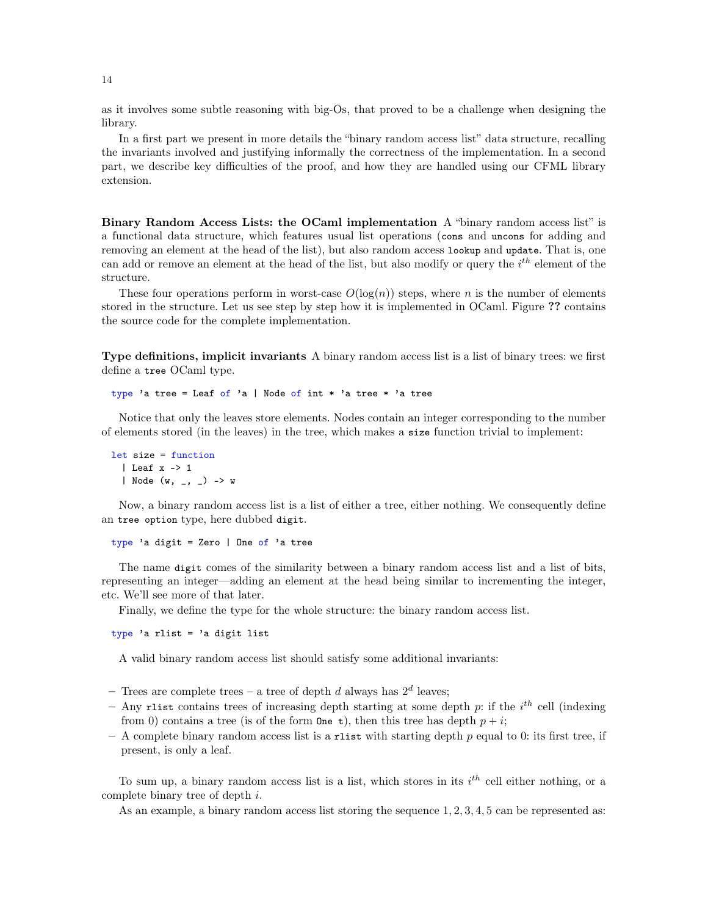as it involves some subtle reasoning with big-Os, that proved to be a challenge when designing the library.

In a first part we present in more details the "binary random access list" data structure, recalling the invariants involved and justifying informally the correctness of the implementation. In a second part, we describe key difficulties of the proof, and how they are handled using our CFML library extension.

**Binary Random Access Lists: the OCaml implementation** A "binary random access list" is a functional data structure, which features usual list operations (`cons` and `uncons` for adding and removing an element at the head of the list), but also random access `lookup` and `update`. That is, one can add or remove an element at the head of the list, but also modify or query the $i^{th}$ element of the structure.

These four operations perform in worst-case $O(\log(n))$ steps, where $n$ is the number of elements stored in the structure. Let us see step by step how it is implemented in OCaml. Figure **??** contains the source code for the complete implementation.

**Type definitions, implicit invariants** A binary random access list is a list of binary trees: we first define a `tree` OCaml type.

```
type 'a tree = Leaf of 'a | Node of int * 'a tree * 'a tree
```

Notice that only the leaves store elements. Nodes contain an integer corresponding to the number of elements stored (in the leaves) in the tree, which makes a `size` function trivial to implement:

```
let size = function
  | Leaf x -> 1
  | Node (w, _, _) -> w
```

Now, a binary random access list is a list of either a tree, either nothing. We consequently define an `tree option` type, here dubbed `digit`.

```
type 'a digit = Zero | One of 'a tree
```

The name `digit` comes of the similarity between a binary random access list and a list of bits, representing an integer—adding an element at the head being similar to incrementing the integer, etc. We'll see more of that later.

Finally, we define the type for the whole structure: the binary random access list.

```
type 'a rlist = 'a digit list
```

A valid binary random access list should satisfy some additional invariants:

– Trees are complete trees – a tree of depth $d$ always has $2^d$ leaves;
– Any `rlist` contains trees of increasing depth starting at some depth $p$: if the $i^{th}$ cell (indexing from 0) contains a tree (is of the form `One t`), then this tree has depth $p + i$;
– A complete binary random access list is a `rlist` with starting depth $p$ equal to 0: its first tree, if present, is only a leaf.

To sum up, a binary random access list is a list, which stores in its $i^{th}$ cell either nothing, or a complete binary tree of depth $i$.

As an example, a binary random access list storing the sequence $1, 2, 3, 4, 5$ can be represented as: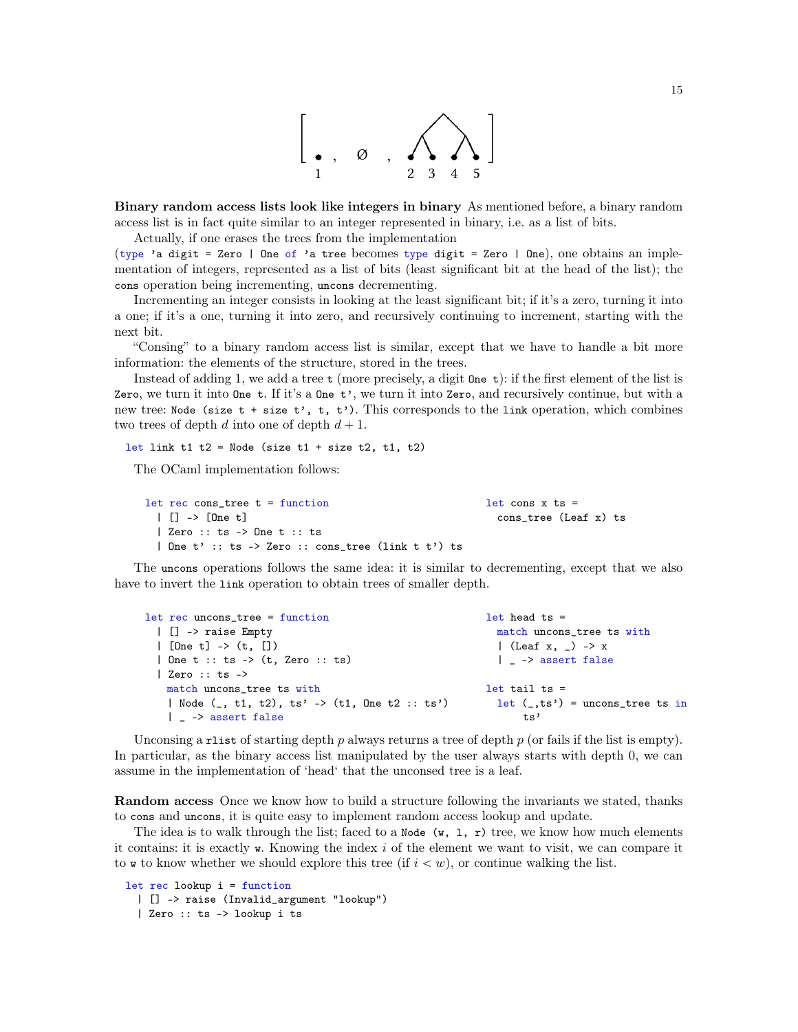$$\left[\ \bullet_1\ ,\ \emptyset\ ,\ \text{tree}(2\ 3\ 4\ 5)\ \right]$$

**Binary random access lists look like integers in binary** As mentioned before, a binary random access list is in fact quite similar to an integer represented in binary, i.e. as a list of bits.

Actually, if one erases the trees from the implementation (`type 'a digit = Zero | One of 'a tree` becomes `type digit = Zero | One`), one obtains an implementation of integers, represented as a list of bits (least significant bit at the head of the list); the `cons` operation being incrementing, `uncons` decrementing.

Incrementing an integer consists in looking at the least significant bit; if it's a zero, turning it into a one; if it's a one, turning it into zero, and recursively continuing to increment, starting with the next bit.

"Consing" to a binary random access list is similar, except that we have to handle a bit more information: the elements of the structure, stored in the trees.

Instead of adding 1, we add a tree `t` (more precisely, a digit `One t`): if the first element of the list is `Zero`, we turn it into `One t`. If it's a `One t'`, we turn it into `Zero`, and recursively continue, but with a new tree: `Node (size t + size t', t, t')`. This corresponds to the `link` operation, which combines two trees of depth $d$ into one of depth $d + 1$.

```
let link t1 t2 = Node (size t1 + size t2, t1, t2)
```

The OCaml implementation follows:

```
let rec cons_tree t = function
  | [] -> [One t]
  | Zero :: ts -> One t :: ts
  | One t' :: ts -> Zero :: cons_tree (link t t') ts
```

```
let cons x ts =
  cons_tree (Leaf x) ts
```

The `uncons` operations follows the same idea: it is similar to decrementing, except that we also have to invert the `link` operation to obtain trees of smaller depth.

```
let rec uncons_tree = function
  | [] -> raise Empty
  | [One t] -> (t, [])
  | One t :: ts -> (t, Zero :: ts)
  | Zero :: ts ->
    match uncons_tree ts with
    | Node (_, t1, t2), ts' -> (t1, One t2 :: ts')
    | _ -> assert false
```

```
let head ts =
  match uncons_tree ts with
  | (Leaf x, _) -> x
  | _ -> assert false

let tail ts =
  let (_,ts') = uncons_tree ts in
      ts'
```

Unconsing a `rlist` of starting depth $p$ always returns a tree of depth $p$ (or fails if the list is empty). In particular, as the binary access list manipulated by the user always starts with depth 0, we can assume in the implementation of 'head' that the unconsed tree is a leaf.

**Random access** Once we know how to build a structure following the invariants we stated, thanks to `cons` and `uncons`, it is quite easy to implement random access lookup and update.

The idea is to walk through the list; faced to a `Node (w, l, r)` tree, we know how much elements it contains: it is exactly `w`. Knowing the index $i$ of the element we want to visit, we can compare it to `w` to know whether we should explore this tree (if $i < w$), or continue walking the list.

```
let rec lookup i = function
  | [] -> raise (Invalid_argument "lookup")
  | Zero :: ts -> lookup i ts
```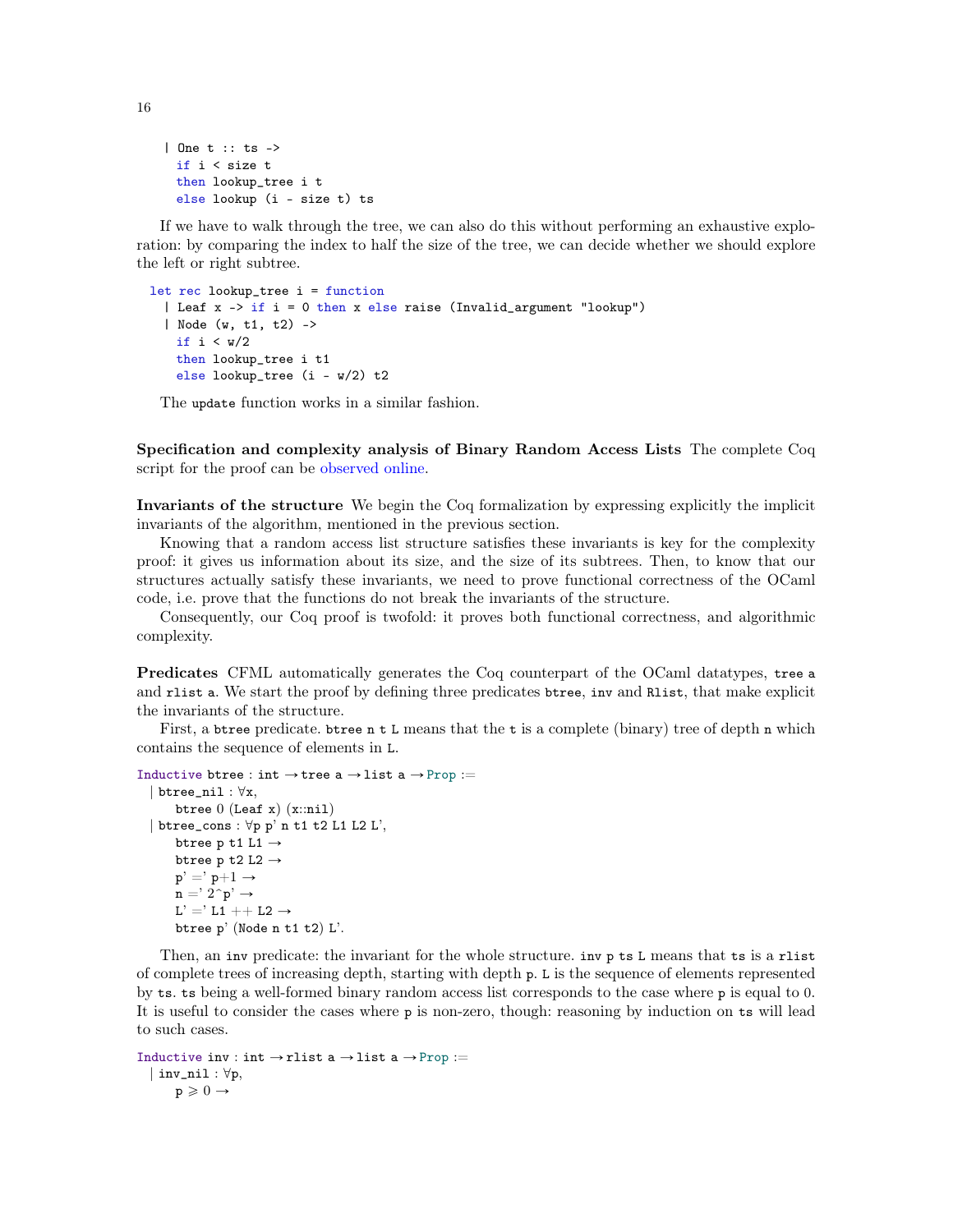```
  | One t :: ts ->
    if i < size t
    then lookup_tree i t
    else lookup (i - size t) ts
```

If we have to walk through the tree, we can also do this without performing an exhaustive exploration: by comparing the index to half the size of the tree, we can decide whether we should explore the left or right subtree.

```
let rec lookup_tree i = function
  | Leaf x -> if i = 0 then x else raise (Invalid_argument "lookup")
  | Node (w, t1, t2) ->
    if i < w/2
    then lookup_tree i t1
    else lookup_tree (i - w/2) t2
```

The `update` function works in a similar fashion.

**Specification and complexity analysis of Binary Random Access Lists** The complete Coq script for the proof can be observed online.

**Invariants of the structure** We begin the Coq formalization by expressing explicitly the implicit invariants of the algorithm, mentioned in the previous section.

Knowing that a random access list structure satisfies these invariants is key for the complexity proof: it gives us information about its size, and the size of its subtrees. Then, to know that our structures actually satisfy these invariants, we need to prove functional correctness of the OCaml code, i.e. prove that the functions do not break the invariants of the structure.

Consequently, our Coq proof is twofold: it proves both functional correctness, and algorithmic complexity.

**Predicates** CFML automatically generates the Coq counterpart of the OCaml datatypes, `tree a` and `rlist a`. We start the proof by defining three predicates `btree`, `inv` and `Rlist`, that make explicit the invariants of the structure.

First, a `btree` predicate. `btree n t L` means that the `t` is a complete (binary) tree of depth `n` which contains the sequence of elements in `L`.

```
Inductive btree : int → tree a → list a → Prop :=
  | btree_nil : ∀x,
      btree 0 (Leaf x) (x::nil)
  | btree_cons : ∀p p' n t1 t2 L1 L2 L',
      btree p t1 L1 →
      btree p t2 L2 →
      p' =' p+1 →
      n =' 2^p' →
      L' =' L1 ++ L2 →
      btree p' (Node n t1 t2) L'.
```

Then, an `inv` predicate: the invariant for the whole structure. `inv p ts L` means that `ts` is a `rlist` of complete trees of increasing depth, starting with depth `p`. `L` is the sequence of elements represented by `ts`. `ts` being a well-formed binary random access list corresponds to the case where `p` is equal to 0. It is useful to consider the cases where `p` is non-zero, though: reasoning by induction on `ts` will lead to such cases.

```
Inductive inv : int → rlist a → list a → Prop :=
  | inv_nil : ∀p,
      p ⩾ 0 →
```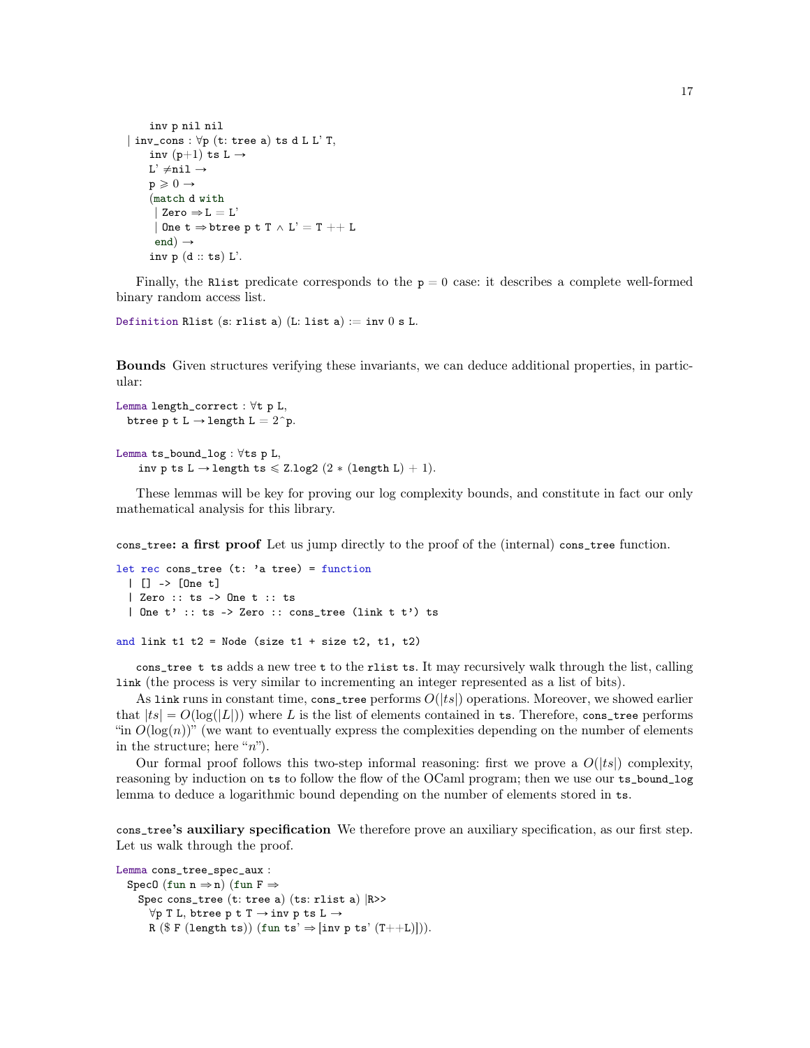```
    inv p nil nil
| inv_cons : ∀p (t: tree a) ts d L L' T,
    inv (p+1) ts L →
    L' ≠nil →
    p ⩾ 0 →
    (match d with
     | Zero ⇒ L = L'
     | One t ⇒ btree p t T ∧ L' = T ++ L
     end) →
    inv p (d :: ts) L'.
```

Finally, the `Rlist` predicate corresponds to the $p = 0$ case: it describes a complete well-formed binary random access list.

```
Definition Rlist (s: rlist a) (L: list a) := inv 0 s L.
```

**Bounds** Given structures verifying these invariants, we can deduce additional properties, in particular:

```
Lemma length_correct : ∀t p L,
  btree p t L → length L = 2^p.

Lemma ts_bound_log : ∀ts p L,
    inv p ts L → length ts ⩽ Z.log2 (2 * (length L) + 1).
```

These lemmas will be key for proving our log complexity bounds, and constitute in fact our only mathematical analysis for this library.

**`cons_tree`: a first proof** Let us jump directly to the proof of the (internal) `cons_tree` function.

```
let rec cons_tree (t: 'a tree) = function
  | [] -> [One t]
  | Zero :: ts -> One t :: ts
  | One t' :: ts -> Zero :: cons_tree (link t t') ts

and link t1 t2 = Node (size t1 + size t2, t1, t2)
```

`cons_tree t ts` adds a new tree `t` to the `rlist ts`. It may recursively walk through the list, calling `link` (the process is very similar to incrementing an integer represented as a list of bits).

As `link` runs in constant time, `cons_tree` performs $O(|ts|)$ operations. Moreover, we showed earlier that $|ts| = O(\log(|L|))$ where $L$ is the list of elements contained in `ts`. Therefore, `cons_tree` performs "in $O(\log(n))$" (we want to eventually express the complexities depending on the number of elements in the structure; here "$n$").

Our formal proof follows this two-step informal reasoning: first we prove a $O(|ts|)$ complexity, reasoning by induction on `ts` to follow the flow of the OCaml program; then we use our `ts_bound_log` lemma to deduce a logarithmic bound depending on the number of elements stored in `ts`.

**`cons_tree`'s auxiliary specification** We therefore prove an auxiliary specification, as our first step. Let us walk through the proof.

```
Lemma cons_tree_spec_aux :
  SpecO (fun n ⇒ n) (fun F ⇒
    Spec cons_tree (t: tree a) (ts: rlist a) |R>>
      ∀p T L, btree p t T → inv p ts L →
      R ($ F (length ts)) (fun ts' ⇒ [inv p ts' (T++L)])).
```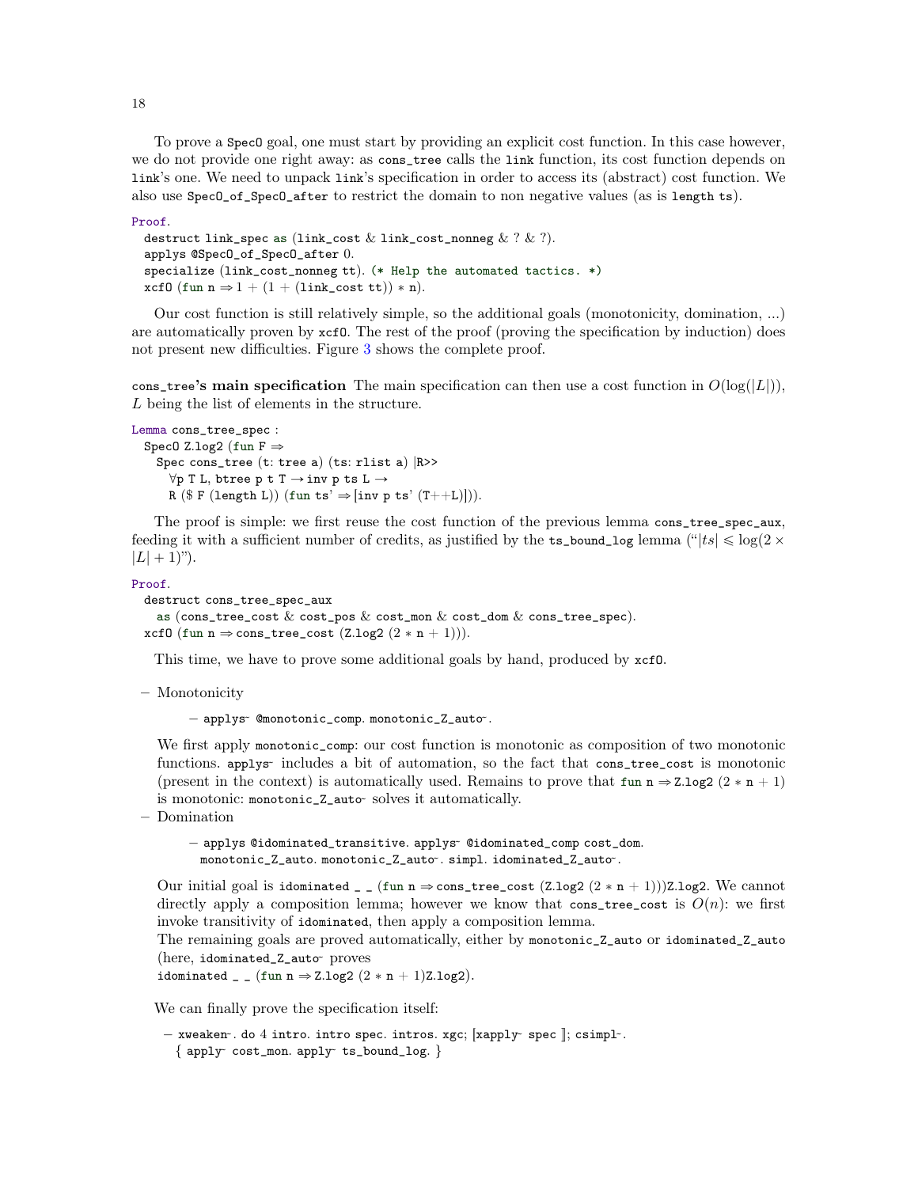To prove a `SpecO` goal, one must start by providing an explicit cost function. In this case however, we do not provide one right away: as `cons_tree` calls the `link` function, its cost function depends on `link`'s one. We need to unpack `link`'s specification in order to access its (abstract) cost function. We also use `SpecO_of_SpecO_after` to restrict the domain to non negative values (as is `length ts`).

```
Proof.
  destruct link_spec as (link_cost & link_cost_nonneg & ? & ?).
  applys @SpecO_of_SpecO_after 0.
  specialize (link_cost_nonneg tt). (* Help the automated tactics. *)
  xcfO (fun n ⇒ 1 + (1 + (link_cost tt)) * n).
```

Our cost function is still relatively simple, so the additional goals (monotonicity, domination, ...) are automatically proven by `xcfO`. The rest of the proof (proving the specification by induction) does not present new difficulties. Figure 3 shows the complete proof.

**`cons_tree`'s main specification** The main specification can then use a cost function in $O(\log(|L|))$, $L$ being the list of elements in the structure.

```
Lemma cons_tree_spec :
  SpecO Z.log2 (fun F ⇒
    Spec cons_tree (t: tree a) (ts: rlist a) |R>>
      ∀p T L, btree p t T → inv p ts L →
      R ($ F (length L)) (fun ts' ⇒ [inv p ts' (T++L)])).
```

The proof is simple: we first reuse the cost function of the previous lemma `cons_tree_spec_aux`, feeding it with a sufficient number of credits, as justified by the `ts_bound_log` lemma ("$|ts| \leqslant \log(2 \times |L| + 1)$").

```
Proof.
  destruct cons_tree_spec_aux
    as (cons_tree_cost & cost_pos & cost_mon & cost_dom & cons_tree_spec).
  xcfO (fun n ⇒ cons_tree_cost (Z.log2 (2 * n + 1))).
```

This time, we have to prove some additional goals by hand, produced by `xcfO`.

- Monotonicity

  ```
  – applys~ @monotonic_comp. monotonic_Z_auto~.
  ```

  We first apply `monotonic_comp`: our cost function is monotonic as composition of two monotonic functions. `applys~` includes a bit of automation, so the fact that `cons_tree_cost` is monotonic (present in the context) is automatically used. Remains to prove that `fun n ⇒ Z.log2 (2 * n + 1)` is monotonic: `monotonic_Z_auto~` solves it automatically.
- Domination

  ```
  – applys @idominated_transitive. applys~ @idominated_comp cost_dom.
    monotonic_Z_auto. monotonic_Z_auto~. simpl. idominated_Z_auto~.
  ```

  Our initial goal is `idominated _ _ (fun n ⇒ cons_tree_cost (Z.log2 (2 * n + 1)))Z.log2`. We cannot directly apply a composition lemma; however we know that `cons_tree_cost` is $O(n)$: we first invoke transitivity of `idominated`, then apply a composition lemma.
  The remaining goals are proved automatically, either by `monotonic_Z_auto` or `idominated_Z_auto` (here, `idominated_Z_auto~` proves `idominated _ _ (fun n ⇒ Z.log2 (2 * n + 1)Z.log2)`.

We can finally prove the specification itself:

```
– xweaken~. do 4 intro. intro spec. intros. xgc; [xapply~ spec ]; csimpl~.
  { apply~ cost_mon. apply~ ts_bound_log. }
```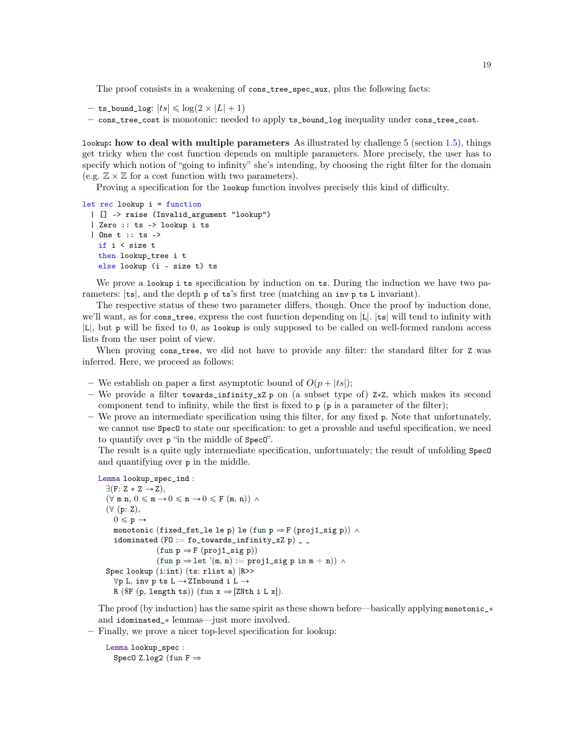The proof consists in a weakening of `cons_tree_spec_aux`, plus the following facts:

- `ts_bound_log`: $|ts| \leqslant \log(2 \times |L| + 1)$
- `cons_tree_cost` is monotonic: needed to apply `ts_bound_log` inequality under `cons_tree_cost`.

**`lookup`: how to deal with multiple parameters** As illustrated by challenge 5 (section 1.5), things get tricky when the cost function depends on multiple parameters. More precisely, the user has to specify which notion of "going to infinity" she's intending, by choosing the right filter for the domain (e.g. $\mathbb{Z} \times \mathbb{Z}$ for a cost function with two parameters).

Proving a specification for the `lookup` function involves precisely this kind of difficulty.

```
let rec lookup i = function
  | [] -> raise (Invalid_argument "lookup")
  | Zero :: ts -> lookup i ts
  | One t :: ts ->
    if i < size t
    then lookup_tree i t
    else lookup (i - size t) ts
```

We prove a `lookup i ts` specification by induction on `ts`. During the induction we have two parameters: |`ts`|, and the depth `p` of `ts`'s first tree (matching an `inv p ts L` invariant).

The respective status of these two parameter differs, though. Once the proof by induction done, we'll want, as for `cons_tree`, express the cost function depending on |`L`|. |`ts`| will tend to infinity with |`L`|, but `p` will be fixed to 0, as `lookup` is only supposed to be called on well-formed random access lists from the user point of view.

When proving `cons_tree`, we did not have to provide any filter: the standard filter for `Z` was inferred. Here, we proceed as follows:

- We establish on paper a first asymptotic bound of $O(p + |ts|)$;
- We provide a filter `towards_infinity_xZ p` on (a subset type of) `Z*Z`, which makes its second component tend to infinity, while the first is fixed to `p` (`p` is a parameter of the filter);
- We prove an intermediate specification using this filter, for any fixed `p`. Note that unfortunately, we cannot use `SpecO` to state our specification: to get a provable and useful specification, we need to quantify over `p` "in the middle of `SpecO`".
  The result is a quite ugly intermediate specification, unfortunately; the result of unfolding `SpecO` and quantifying over `p` in the middle.

  ```
  Lemma lookup_spec_ind :
    ∃(F: Z * Z → Z),
    (∀ m n, 0 ⩽ m → 0 ⩽ n → 0 ⩽ F (m, n)) ∧
    (∀ (p: Z),
      0 ⩽ p →
      monotonic (fixed_fst_le le p) le (fun p ⇒ F (proj1_sig p)) ∧
      idominated (FO := fo_towards_infinity_xZ p) _ _
                 (fun p ⇒ F (proj1_sig p))
                 (fun p ⇒ let '(m, n) := proj1_sig p in m + n)) ∧
    Spec lookup (i:int) (ts: rlist a) |R>>
      ∀p L, inv p ts L → ZInbound i L →
      R ($F (p, length ts)) (fun x ⇒ [ZNth i L x]).
  ```

  The proof (by induction) has the same spirit as these shown before—basically applying `monotonic_*` and `idominated_*` lemmas—just more involved.
- Finally, we prove a nicer top-level specification for lookup:

  ```
  Lemma lookup_spec :
    SpecO Z.log2 (fun F ⇒
  ```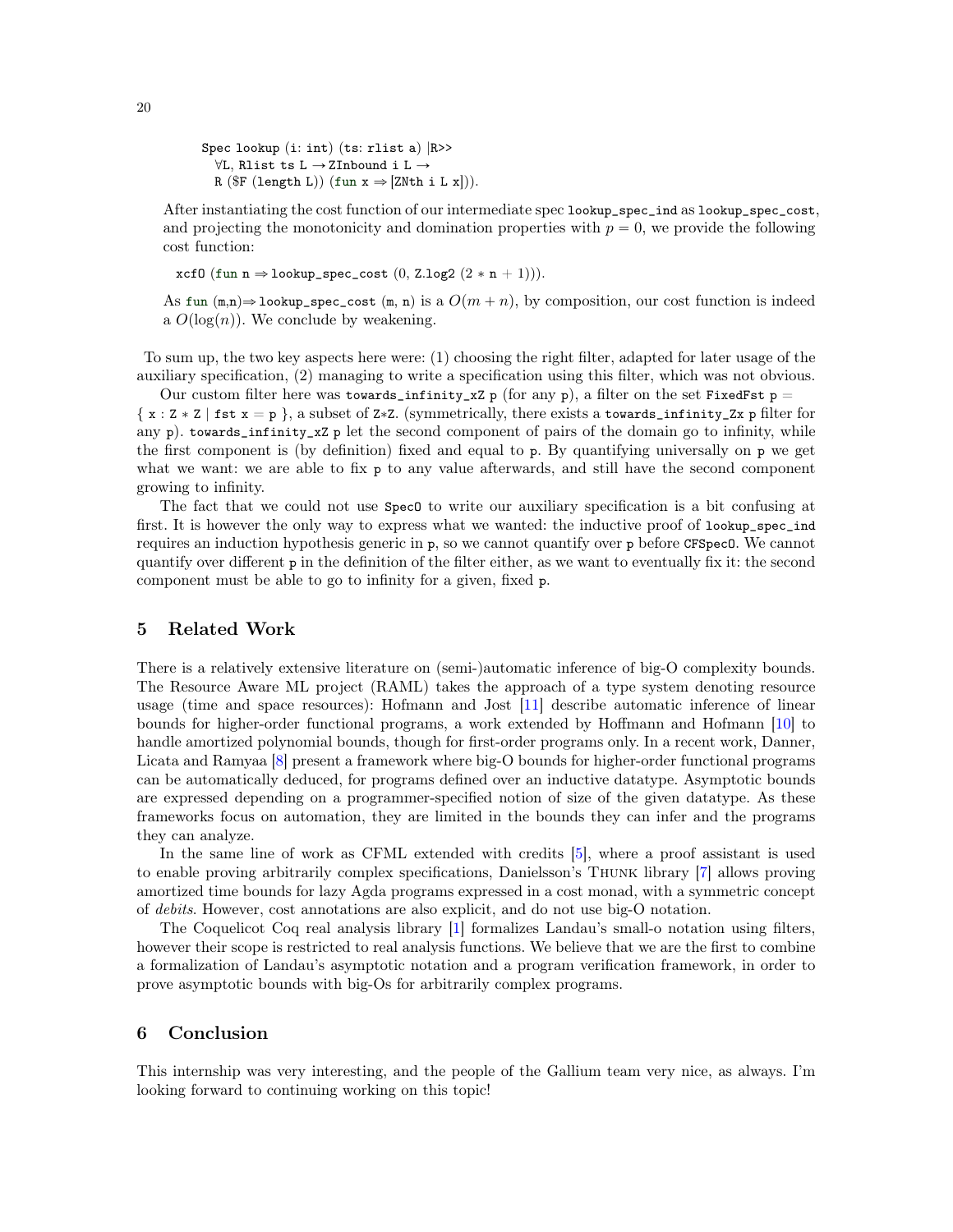```
Spec lookup (i: int) (ts: rlist a) |R>>
  ∀L, Rlist ts L → ZInbound i L →
  R ($F (length L)) (fun x ⇒ [ZNth i L x])).
```

After instantiating the cost function of our intermediate spec `lookup_spec_ind` as `lookup_spec_cost`, and projecting the monotonicity and domination properties with $p = 0$, we provide the following cost function:

```
xcf0 (fun n ⇒ lookup_spec_cost (0, Z.log2 (2 * n + 1))).
```

As `fun (m,n)⇒ lookup_spec_cost (m, n)` is a $O(m + n)$, by composition, our cost function is indeed a $O(\log(n))$. We conclude by weakening.

To sum up, the two key aspects here were: (1) choosing the right filter, adapted for later usage of the auxiliary specification, (2) managing to write a specification using this filter, which was not obvious.

Our custom filter here was `towards_infinity_xZ p` (for any `p`), a filter on the set `FixedFst p` = { `x : Z * Z | fst x = p` }, a subset of `Z*Z`. (symmetrically, there exists a `towards_infinity_Zx p` filter for any `p`). `towards_infinity_xZ p` let the second component of pairs of the domain go to infinity, while the first component is (by definition) fixed and equal to `p`. By quantifying universally on `p` we get what we want: we are able to fix `p` to any value afterwards, and still have the second component growing to infinity.

The fact that we could not use `SpecO` to write our auxiliary specification is a bit confusing at first. It is however the only way to express what we wanted: the inductive proof of `lookup_spec_ind` requires an induction hypothesis generic in `p`, so we cannot quantify over `p` before `CFSpecO`. We cannot quantify over different `p` in the definition of the filter either, as we want to eventually fix it: the second component must be able to go to infinity for a given, fixed `p`.

## 5 Related Work

There is a relatively extensive literature on (semi-)automatic inference of big-O complexity bounds. The Resource Aware ML project (RAML) takes the approach of a type system denoting resource usage (time and space resources): Hofmann and Jost [11] describe automatic inference of linear bounds for higher-order functional programs, a work extended by Hoffmann and Hofmann [10] to handle amortized polynomial bounds, though for first-order programs only. In a recent work, Danner, Licata and Ramyaa [8] present a framework where big-O bounds for higher-order functional programs can be automatically deduced, for programs defined over an inductive datatype. Asymptotic bounds are expressed depending on a programmer-specified notion of size of the given datatype. As these frameworks focus on automation, they are limited in the bounds they can infer and the programs they can analyze.

In the same line of work as CFML extended with credits [5], where a proof assistant is used to enable proving arbitrarily complex specifications, Danielsson's Thunk library [7] allows proving amortized time bounds for lazy Agda programs expressed in a cost monad, with a symmetric concept of *debits*. However, cost annotations are also explicit, and do not use big-O notation.

The Coquelicot Coq real analysis library [1] formalizes Landau's small-o notation using filters, however their scope is restricted to real analysis functions. We believe that we are the first to combine a formalization of Landau's asymptotic notation and a program verification framework, in order to prove asymptotic bounds with big-Os for arbitrarily complex programs.

## 6 Conclusion

This internship was very interesting, and the people of the Gallium team very nice, as always. I'm looking forward to continuing working on this topic!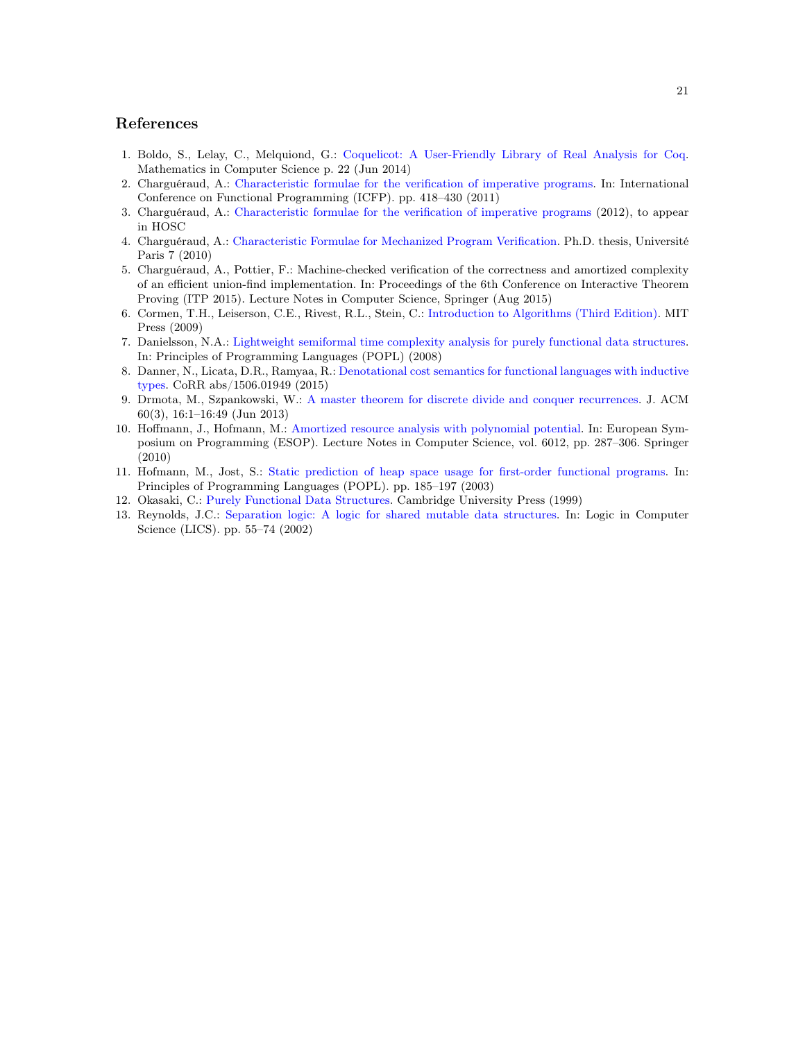## References

1. Boldo, S., Lelay, C., Melquiond, G.: Coquelicot: A User-Friendly Library of Real Analysis for Coq. Mathematics in Computer Science p. 22 (Jun 2014)
2. Charguéraud, A.: Characteristic formulae for the verification of imperative programs. In: International Conference on Functional Programming (ICFP). pp. 418–430 (2011)
3. Charguéraud, A.: Characteristic formulae for the verification of imperative programs (2012), to appear in HOSC
4. Charguéraud, A.: Characteristic Formulae for Mechanized Program Verification. Ph.D. thesis, Université Paris 7 (2010)
5. Charguéraud, A., Pottier, F.: Machine-checked verification of the correctness and amortized complexity of an efficient union-find implementation. In: Proceedings of the 6th Conference on Interactive Theorem Proving (ITP 2015). Lecture Notes in Computer Science, Springer (Aug 2015)
6. Cormen, T.H., Leiserson, C.E., Rivest, R.L., Stein, C.: Introduction to Algorithms (Third Edition). MIT Press (2009)
7. Danielsson, N.A.: Lightweight semiformal time complexity analysis for purely functional data structures. In: Principles of Programming Languages (POPL) (2008)
8. Danner, N., Licata, D.R., Ramyaa, R.: Denotational cost semantics for functional languages with inductive types. CoRR abs/1506.01949 (2015)
9. Drmota, M., Szpankowski, W.: A master theorem for discrete divide and conquer recurrences. J. ACM 60(3), 16:1–16:49 (Jun 2013)
10. Hoffmann, J., Hofmann, M.: Amortized resource analysis with polynomial potential. In: European Symposium on Programming (ESOP). Lecture Notes in Computer Science, vol. 6012, pp. 287–306. Springer (2010)
11. Hofmann, M., Jost, S.: Static prediction of heap space usage for first-order functional programs. In: Principles of Programming Languages (POPL). pp. 185–197 (2003)
12. Okasaki, C.: Purely Functional Data Structures. Cambridge University Press (1999)
13. Reynolds, J.C.: Separation logic: A logic for shared mutable data structures. In: Logic in Computer Science (LICS). pp. 55–74 (2002)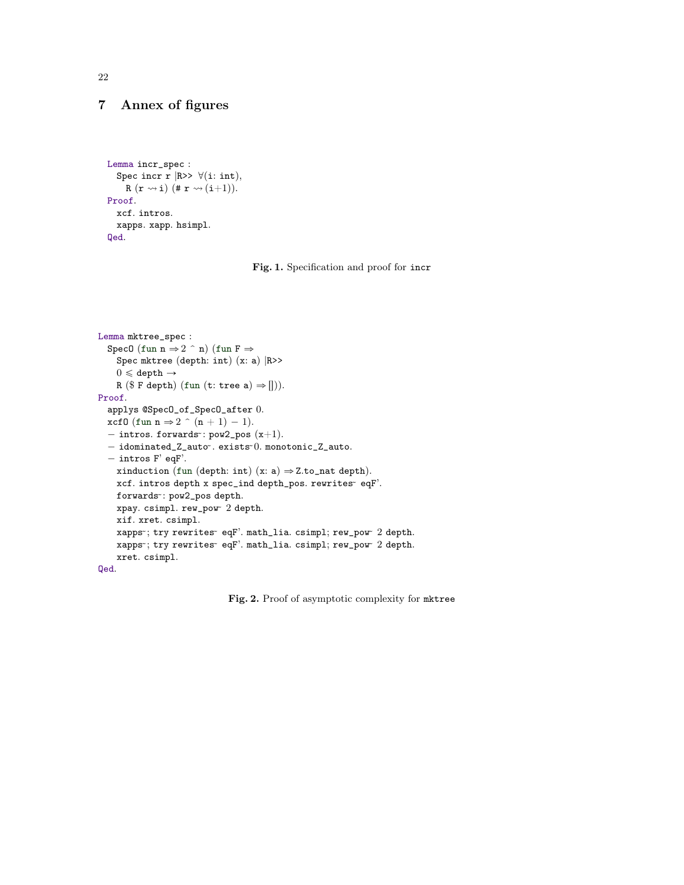## 7 Annex of figures

```
Lemma incr_spec :
  Spec incr r |R>> ∀(i: int),
    R (r ⇝ i) (# r ⇝ (i+1)).
Proof.
  xcf. intros.
  xapps. xapp. hsimpl.
Qed.
```

**Fig. 1.** Specification and proof for `incr`

```
Lemma mktree_spec :
  SpecO (fun n ⇒ 2 ^ n) (fun F ⇒
    Spec mktree (depth: int) (x: a) |R>>
    0 ≤ depth →
    R ($ F depth) (fun (t: tree a) ⇒ [])).
Proof.
  applys @SpecO_of_SpecO_after 0.
  xcfO (fun n ⇒ 2 ^ (n + 1) − 1).
  − intros. forwards~: pow2_pos (x+1).
  − idominated_Z_auto~. exists~0. monotonic_Z_auto.
  − intros F' eqF'.
    xinduction (fun (depth: int) (x: a) ⇒ Z.to_nat depth).
    xcf. intros depth x spec_ind depth_pos. rewrites~ eqF'.
    forwards~: pow2_pos depth.
    xpay. csimpl. rew_pow~ 2 depth.
    xif. xret. csimpl.
    xapps~; try rewrites~ eqF'. math_lia. csimpl; rew_pow~ 2 depth.
    xapps~; try rewrites~ eqF'. math_lia. csimpl; rew_pow~ 2 depth.
    xret. csimpl.
Qed.
```

**Fig. 2.** Proof of asymptotic complexity for `mktree`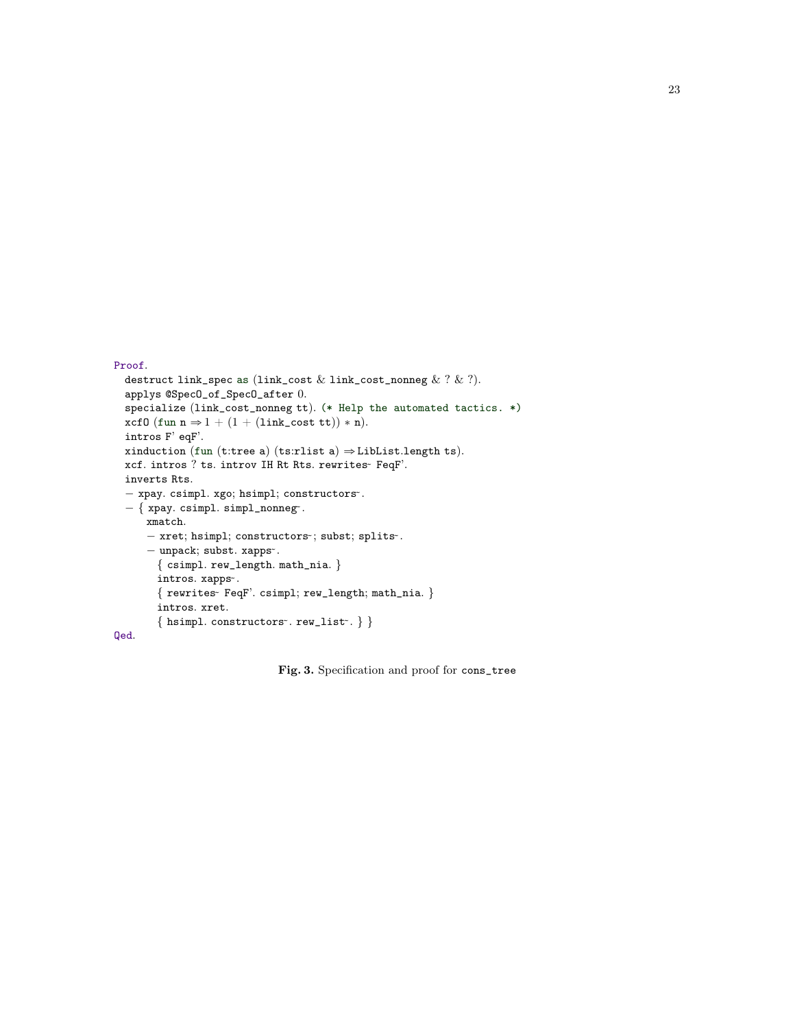```
Proof.
  destruct link_spec as (link_cost & link_cost_nonneg & ? & ?).
  applys @SpecO_of_SpecO_after 0.
  specialize (link_cost_nonneg tt). (* Help the automated tactics. *)
  xcfO (fun n => 1 + (1 + (link_cost tt)) * n).
  intros F' eqF'.
  xinduction (fun (t:tree a) (ts:rlist a) => LibList.length ts).
  xcf. intros ? ts. introv IH Rt Rts. rewrites~ FeqF'.
  inverts Rts.
  - xpay. csimpl. xgo; hsimpl; constructors~.
  - { xpay. csimpl. simpl_nonneg~.
      xmatch.
      - xret; hsimpl; constructors~; subst; splits~.
      - unpack; subst. xapps~.
        { csimpl. rew_length. math_nia. }
        intros. xapps~.
        { rewrites~ FeqF'. csimpl; rew_length; math_nia. }
        intros. xret.
        { hsimpl. constructors~. rew_list~. } }
Qed.
```

**Fig. 3.** Specification and proof for `cons_tree`